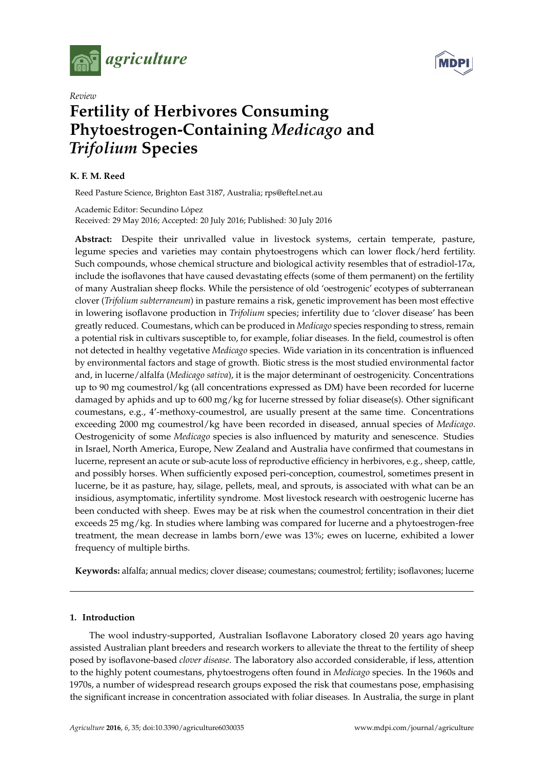*Review*

# Fertility of Herbivores Consuming Phytoestrogen-Containing *Medicago* and *Trifolium* Species

**K. F. M. Reed**

Reed Pasture Science, Brighton East 3187, Australia; rps@eftel.net.au

Academic Editor: Secundino López

Received: 29 May 2016; Accepted: 20 July 2016; Published: 30 July 2016

**Abstract:** Despite their unrivalled value in livestock systems, certain temperate, pasture, legume species and varieties may contain phytoestrogens which can lower flock/herd fertility. Such compounds, whose chemical structure and biological activity resembles that of estradiol-17α, include the isoflavones that have caused devastating effects (some of them permanent) on the fertility of many Australian sheep flocks. While the persistence of old 'oestrogenic' ecotypes of subterranean clover (*Trifolium subterraneum*) in pasture remains a risk, genetic improvement has been most effective in lowering isoflavone production in *Trifolium* species; infertility due to 'clover disease' has been greatly reduced. Coumestans, which can be produced in *Medicago* species responding to stress, remain a potential risk in cultivars susceptible to, for example, foliar diseases. In the field, coumestrol is often not detected in healthy vegetative *Medicago* species. Wide variation in its concentration is influenced by environmental factors and stage of growth. Biotic stress is the most studied environmental factor and, in lucerne/alfalfa (*Medicago sativa*), it is the major determinant of oestrogenicity. Concentrations up to 90 mg coumestrol/kg (all concentrations expressed as DM) have been recorded for lucerne damaged by aphids and up to 600 mg/kg for lucerne stressed by foliar disease(s). Other significant coumestans, e.g., 4′-methoxy-coumestrol, are usually present at the same time. Concentrations exceeding 2000 mg coumestrol/kg have been recorded in diseased, annual species of *Medicago*. Oestrogenicity of some *Medicago* species is also influenced by maturity and senescence. Studies in Israel, North America, Europe, New Zealand and Australia have confirmed that coumestans in lucerne, represent an acute or sub-acute loss of reproductive efficiency in herbivores, e.g., sheep, cattle, and possibly horses. When sufficiently exposed peri-conception, coumestrol, sometimes present in lucerne, be it as pasture, hay, silage, pellets, meal, and sprouts, is associated with what can be an insidious, asymptomatic, infertility syndrome. Most livestock research with oestrogenic lucerne has been conducted with sheep. Ewes may be at risk when the coumestrol concentration in their diet exceeds 25 mg/kg. In studies where lambing was compared for lucerne and a phytoestrogen-free treatment, the mean decrease in lambs born/ewe was 13%; ewes on lucerne, exhibited a lower frequency of multiple births.

**Keywords:** alfalfa; annual medics; clover disease; coumestans; coumestrol; fertility; isoflavones; lucerne

## 1. Introduction

The wool industry-supported, Australian Isoflavone Laboratory closed 20 years ago having assisted Australian plant breeders and research workers to alleviate the threat to the fertility of sheep posed by isoflavone-based *clover disease*. The laboratory also accorded considerable, if less, attention to the highly potent coumestans, phytoestrogens often found in *Medicago* species. In the 1960s and 1970s, a number of widespread research groups exposed the risk that coumestans pose, emphasising the significant increase in concentration associated with foliar diseases. In Australia, the surge in plant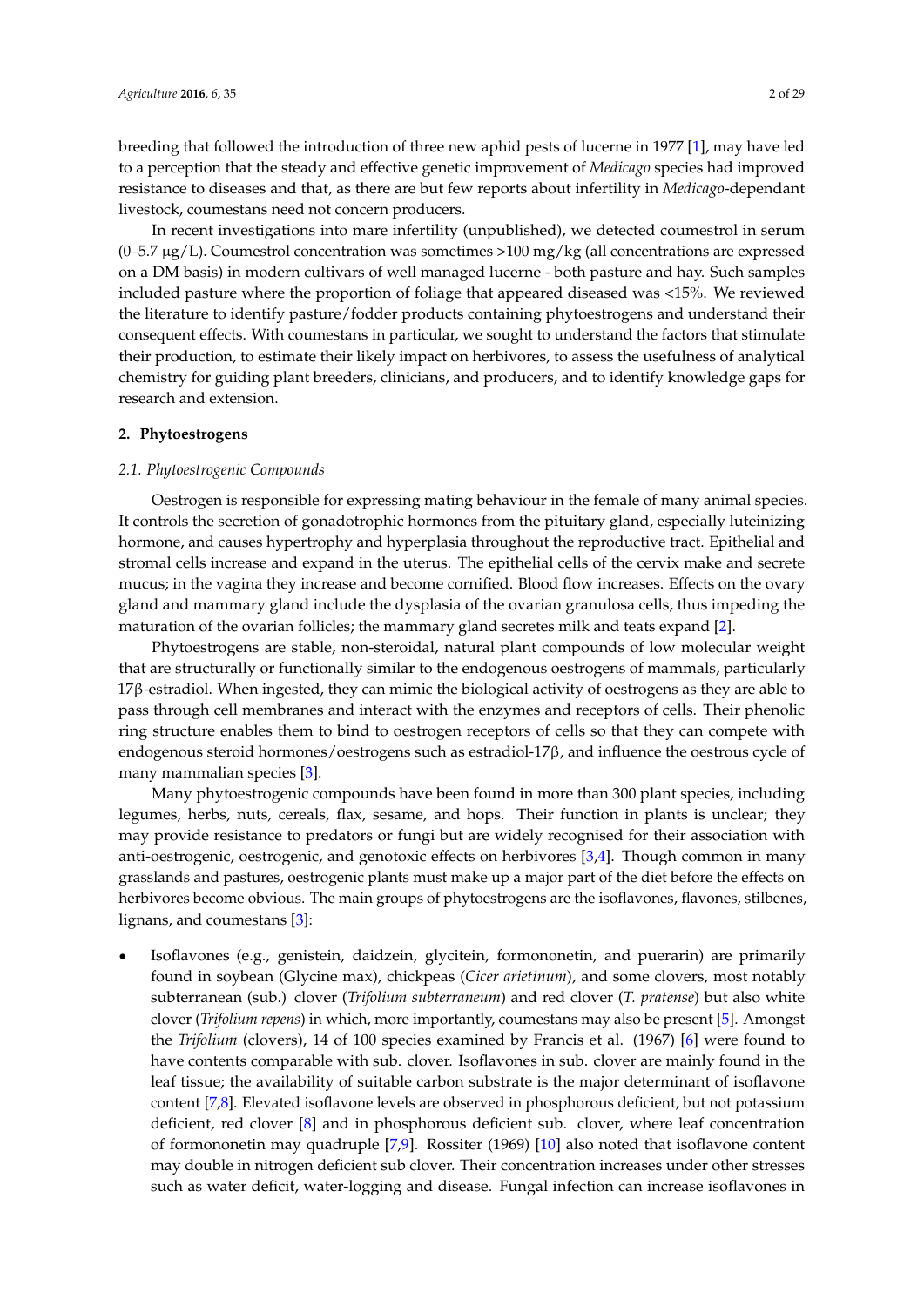breeding that followed the introduction of three new aphid pests of lucerne in 1977 [1], may have led to a perception that the steady and effective genetic improvement of *Medicago* species had improved resistance to diseases and that, as there are but few reports about infertility in *Medicago*-dependant livestock, coumestans need not concern producers.

In recent investigations into mare infertility (unpublished), we detected coumestrol in serum (0–5.7 μg/L). Coumestrol concentration was sometimes >100 mg/kg (all concentrations are expressed on a DM basis) in modern cultivars of well managed lucerne - both pasture and hay. Such samples included pasture where the proportion of foliage that appeared diseased was <15%. We reviewed the literature to identify pasture/fodder products containing phytoestrogens and understand their consequent effects. With coumestans in particular, we sought to understand the factors that stimulate their production, to estimate their likely impact on herbivores, to assess the usefulness of analytical chemistry for guiding plant breeders, clinicians, and producers, and to identify knowledge gaps for research and extension.

## 2. Phytoestrogens

### 2.1. Phytoestrogenic Compounds

Oestrogen is responsible for expressing mating behaviour in the female of many animal species. It controls the secretion of gonadotrophic hormones from the pituitary gland, especially luteinizing hormone, and causes hypertrophy and hyperplasia throughout the reproductive tract. Epithelial and stromal cells increase and expand in the uterus. The epithelial cells of the cervix make and secrete mucus; in the vagina they increase and become cornified. Blood flow increases. Effects on the ovary gland and mammary gland include the dysplasia of the ovarian granulosa cells, thus impeding the maturation of the ovarian follicles; the mammary gland secretes milk and teats expand [2].

Phytoestrogens are stable, non-steroidal, natural plant compounds of low molecular weight that are structurally or functionally similar to the endogenous oestrogens of mammals, particularly 17β-estradiol. When ingested, they can mimic the biological activity of oestrogens as they are able to pass through cell membranes and interact with the enzymes and receptors of cells. Their phenolic ring structure enables them to bind to oestrogen receptors of cells so that they can compete with endogenous steroid hormones/oestrogens such as estradiol-17β, and influence the oestrous cycle of many mammalian species [3].

Many phytoestrogenic compounds have been found in more than 300 plant species, including legumes, herbs, nuts, cereals, flax, sesame, and hops. Their function in plants is unclear; they may provide resistance to predators or fungi but are widely recognised for their association with anti-oestrogenic, oestrogenic, and genotoxic effects on herbivores [3,4]. Though common in many grasslands and pastures, oestrogenic plants must make up a major part of the diet before the effects on herbivores become obvious. The main groups of phytoestrogens are the isoflavones, flavones, stilbenes, lignans, and coumestans [3]:

- Isoflavones (e.g., genistein, daidzein, glycitein, formononetin, and puerarin) are primarily found in soybean (Glycine max), chickpeas (*Cicer arietinum*), and some clovers, most notably subterranean (sub.) clover (*Trifolium subterraneum*) and red clover (*T. pratense*) but also white clover (*Trifolium repens*) in which, more importantly, coumestans may also be present [5]. Amongst the *Trifolium* (clovers), 14 of 100 species examined by Francis et al. (1967) [6] were found to have contents comparable with sub. clover. Isoflavones in sub. clover are mainly found in the leaf tissue; the availability of suitable carbon substrate is the major determinant of isoflavone content [7,8]. Elevated isoflavone levels are observed in phosphorous deficient, but not potassium deficient, red clover [8] and in phosphorous deficient sub. clover, where leaf concentration of formononetin may quadruple [7,9]. Rossiter (1969) [10] also noted that isoflavone content may double in nitrogen deficient sub clover. Their concentration increases under other stresses such as water deficit, water-logging and disease. Fungal infection can increase isoflavones in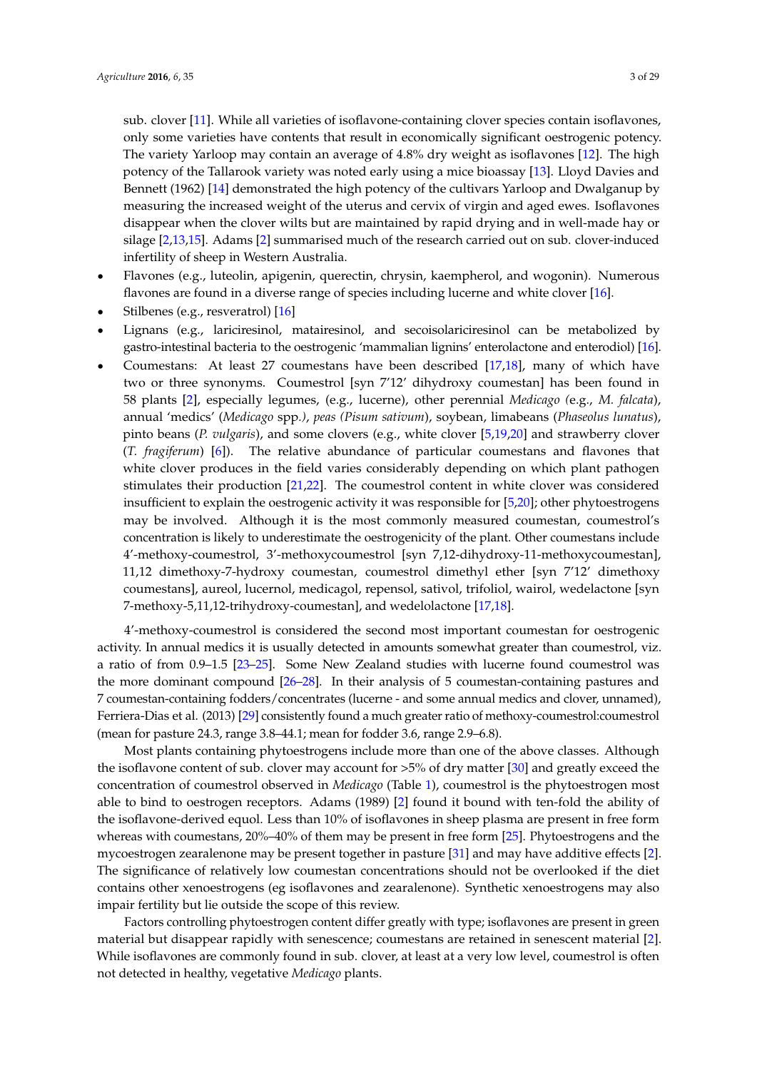sub. clover [11]. While all varieties of isoflavone-containing clover species contain isoflavones, only some varieties have contents that result in economically significant oestrogenic potency. The variety Yarloop may contain an average of 4.8% dry weight as isoflavones [12]. The high potency of the Tallarook variety was noted early using a mice bioassay [13]. Lloyd Davies and Bennett (1962) [14] demonstrated the high potency of the cultivars Yarloop and Dwalganup by measuring the increased weight of the uterus and cervix of virgin and aged ewes. Isoflavones disappear when the clover wilts but are maintained by rapid drying and in well-made hay or silage [2,13,15]. Adams [2] summarised much of the research carried out on sub. clover-induced infertility of sheep in Western Australia.

- Flavones (e.g., luteolin, apigenin, querectin, chrysin, kaempherol, and wogonin). Numerous flavones are found in a diverse range of species including lucerne and white clover [16].
- Stilbenes (e.g., resveratrol) [16]
- Lignans (e.g., lariciresinol, matairesinol, and secoisolariciresinol can be metabolized by gastro-intestinal bacteria to the oestrogenic 'mammalian lignins' enterolactone and enterodiol) [16].
- Coumestans: At least 27 coumestans have been described [17,18], many of which have two or three synonyms. Coumestrol [syn 7′12′ dihydroxy coumestan] has been found in 58 plants [2], especially legumes, (e.g., lucerne), other perennial *Medicago (*e.g., *M. falcata*), annual 'medics' (*Medicago* spp*.)*, *peas (Pisum sativum*), soybean, limabeans (*Phaseolus lunatus*), pinto beans (*P. vulgaris*), and some clovers (e.g., white clover [5,19,20] and strawberry clover (*T. fragiferum*) [6]). The relative abundance of particular coumestans and flavones that white clover produces in the field varies considerably depending on which plant pathogen stimulates their production [21,22]. The coumestrol content in white clover was considered insufficient to explain the oestrogenic activity it was responsible for [5,20]; other phytoestrogens may be involved. Although it is the most commonly measured coumestan, coumestrol's concentration is likely to underestimate the oestrogenicity of the plant. Other coumestans include 4′-methoxy-coumestrol, 3′-methoxycoumestrol [syn 7,12-dihydroxy-11-methoxycoumestan], 11,12 dimethoxy-7-hydroxy coumestan, coumestrol dimethyl ether [syn 7′12′ dimethoxy coumestans], aureol, lucernol, medicagol, repensol, sativol, trifoliol, wairol, wedelactone [syn 7-methoxy-5,11,12-trihydroxy-coumestan], and wedelolactone [17,18].

4′-methoxy-coumestrol is considered the second most important coumestan for oestrogenic activity. In annual medics it is usually detected in amounts somewhat greater than coumestrol, viz. a ratio of from 0.9–1.5 [23–25]. Some New Zealand studies with lucerne found coumestrol was the more dominant compound [26–28]. In their analysis of 5 coumestan-containing pastures and 7 coumestan-containing fodders/concentrates (lucerne - and some annual medics and clover, unnamed), Ferriera-Dias et al. (2013) [29] consistently found a much greater ratio of methoxy-coumestrol:coumestrol (mean for pasture 24.3, range 3.8–44.1; mean for fodder 3.6, range 2.9–6.8).

Most plants containing phytoestrogens include more than one of the above classes. Although the isoflavone content of sub. clover may account for >5% of dry matter [30] and greatly exceed the concentration of coumestrol observed in *Medicago* (Table 1), coumestrol is the phytoestrogen most able to bind to oestrogen receptors. Adams (1989) [2] found it bound with ten-fold the ability of the isoflavone-derived equol. Less than 10% of isoflavones in sheep plasma are present in free form whereas with coumestans, 20%–40% of them may be present in free form [25]. Phytoestrogens and the mycoestrogen zearalenone may be present together in pasture [31] and may have additive effects [2]. The significance of relatively low coumestan concentrations should not be overlooked if the diet contains other xenoestrogens (eg isoflavones and zearalenone). Synthetic xenoestrogens may also impair fertility but lie outside the scope of this review.

Factors controlling phytoestrogen content differ greatly with type; isoflavones are present in green material but disappear rapidly with senescence; coumestans are retained in senescent material [2]. While isoflavones are commonly found in sub. clover, at least at a very low level, coumestrol is often not detected in healthy, vegetative *Medicago* plants.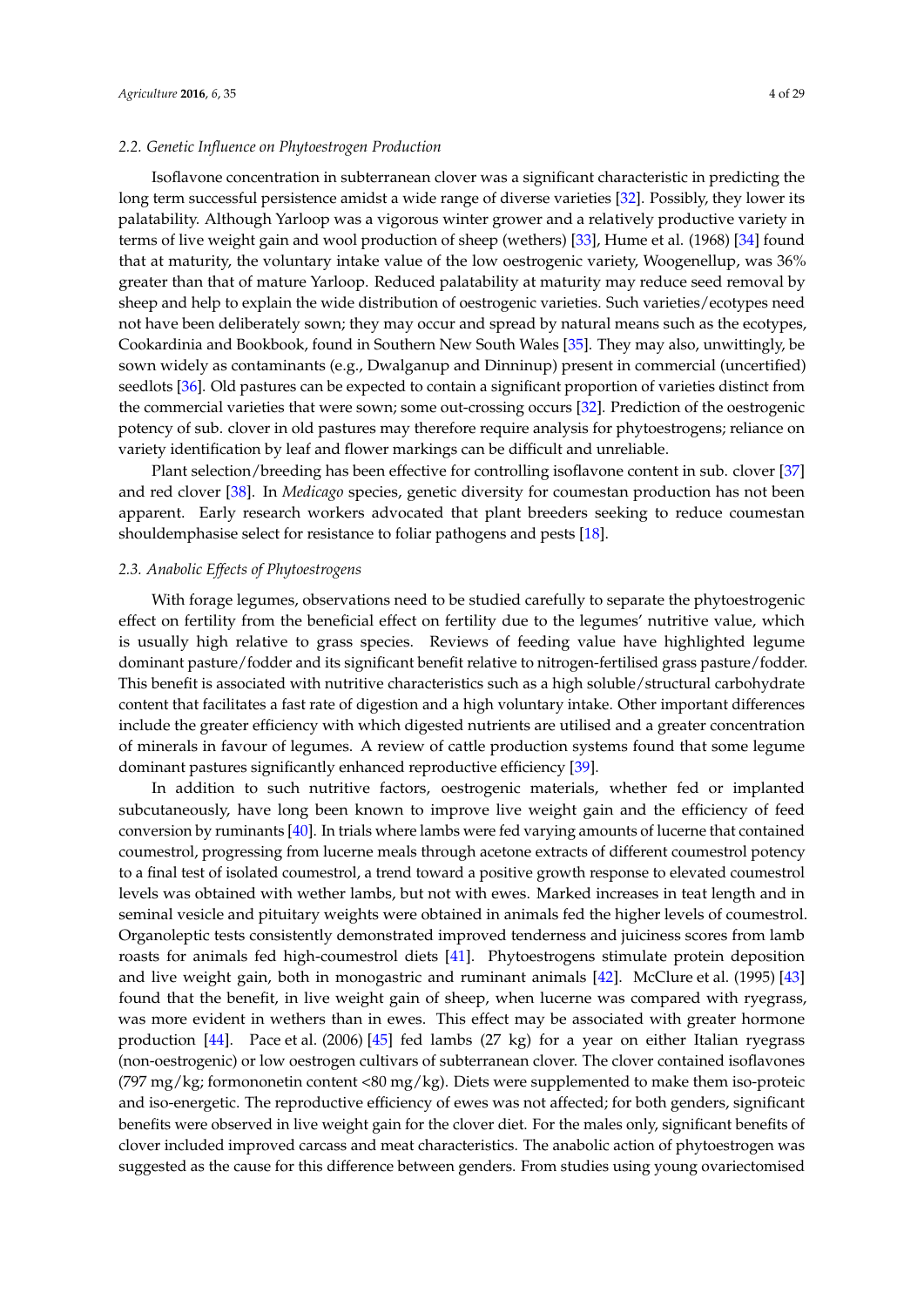### 2.2. Genetic Influence on Phytoestrogen Production

Isoflavone concentration in subterranean clover was a significant characteristic in predicting the long term successful persistence amidst a wide range of diverse varieties [32]. Possibly, they lower its palatability. Although Yarloop was a vigorous winter grower and a relatively productive variety in terms of live weight gain and wool production of sheep (wethers) [33], Hume et al. (1968) [34] found that at maturity, the voluntary intake value of the low oestrogenic variety, Woogenellup, was 36% greater than that of mature Yarloop. Reduced palatability at maturity may reduce seed removal by sheep and help to explain the wide distribution of oestrogenic varieties. Such varieties/ecotypes need not have been deliberately sown; they may occur and spread by natural means such as the ecotypes, Cookardinia and Bookbook, found in Southern New South Wales [35]. They may also, unwittingly, be sown widely as contaminants (e.g., Dwalganup and Dinninup) present in commercial (uncertified) seedlots [36]. Old pastures can be expected to contain a significant proportion of varieties distinct from the commercial varieties that were sown; some out-crossing occurs [32]. Prediction of the oestrogenic potency of sub. clover in old pastures may therefore require analysis for phytoestrogens; reliance on variety identification by leaf and flower markings can be difficult and unreliable.

Plant selection/breeding has been effective for controlling isoflavone content in sub. clover [37] and red clover [38]. In *Medicago* species, genetic diversity for coumestan production has not been apparent. Early research workers advocated that plant breeders seeking to reduce coumestan shouldemphasise select for resistance to foliar pathogens and pests [18].

### 2.3. Anabolic Effects of Phytoestrogens

With forage legumes, observations need to be studied carefully to separate the phytoestrogenic effect on fertility from the beneficial effect on fertility due to the legumes' nutritive value, which is usually high relative to grass species. Reviews of feeding value have highlighted legume dominant pasture/fodder and its significant benefit relative to nitrogen-fertilised grass pasture/fodder. This benefit is associated with nutritive characteristics such as a high soluble/structural carbohydrate content that facilitates a fast rate of digestion and a high voluntary intake. Other important differences include the greater efficiency with which digested nutrients are utilised and a greater concentration of minerals in favour of legumes. A review of cattle production systems found that some legume dominant pastures significantly enhanced reproductive efficiency [39].

In addition to such nutritive factors, oestrogenic materials, whether fed or implanted subcutaneously, have long been known to improve live weight gain and the efficiency of feed conversion by ruminants [40]. In trials where lambs were fed varying amounts of lucerne that contained coumestrol, progressing from lucerne meals through acetone extracts of different coumestrol potency to a final test of isolated coumestrol, a trend toward a positive growth response to elevated coumestrol levels was obtained with wether lambs, but not with ewes. Marked increases in teat length and in seminal vesicle and pituitary weights were obtained in animals fed the higher levels of coumestrol. Organoleptic tests consistently demonstrated improved tenderness and juiciness scores from lamb roasts for animals fed high-coumestrol diets [41]. Phytoestrogens stimulate protein deposition and live weight gain, both in monogastric and ruminant animals [42]. McClure et al. (1995) [43] found that the benefit, in live weight gain of sheep, when lucerne was compared with ryegrass, was more evident in wethers than in ewes. This effect may be associated with greater hormone production [44]. Pace et al. (2006) [45] fed lambs (27 kg) for a year on either Italian ryegrass (non-oestrogenic) or low oestrogen cultivars of subterranean clover. The clover contained isoflavones (797 mg/kg; formononetin content <80 mg/kg). Diets were supplemented to make them iso-proteic and iso-energetic. The reproductive efficiency of ewes was not affected; for both genders, significant benefits were observed in live weight gain for the clover diet. For the males only, significant benefits of clover included improved carcass and meat characteristics. The anabolic action of phytoestrogen was suggested as the cause for this difference between genders. From studies using young ovariectomised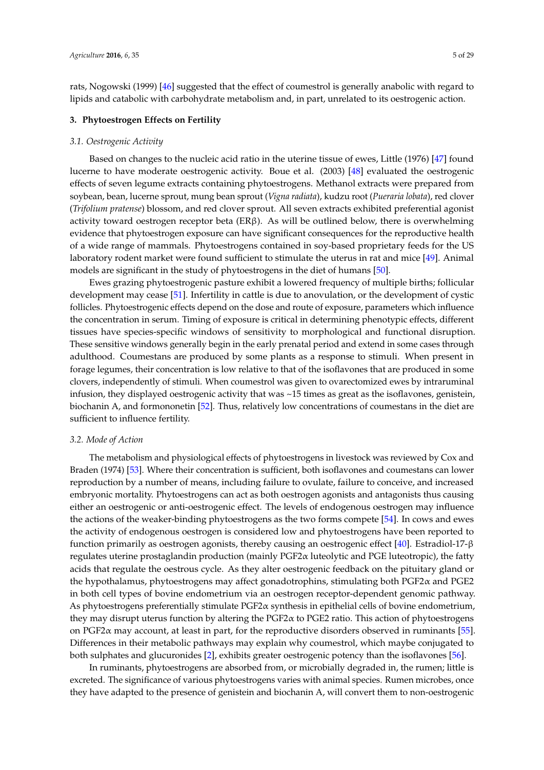rats, Nogowski (1999) [46] suggested that the effect of coumestrol is generally anabolic with regard to lipids and catabolic with carbohydrate metabolism and, in part, unrelated to its oestrogenic action.

## 3. Phytoestrogen Effects on Fertility

### 3.1. Oestrogenic Activity

Based on changes to the nucleic acid ratio in the uterine tissue of ewes, Little (1976) [47] found lucerne to have moderate oestrogenic activity. Boue et al. (2003) [48] evaluated the oestrogenic effects of seven legume extracts containing phytoestrogens. Methanol extracts were prepared from soybean, bean, lucerne sprout, mung bean sprout (*Vigna radiata*), kudzu root (*Pueraria lobata*), red clover (*Trifolium pratense*) blossom, and red clover sprout. All seven extracts exhibited preferential agonist activity toward oestrogen receptor beta (ERβ). As will be outlined below, there is overwhelming evidence that phytoestrogen exposure can have significant consequences for the reproductive health of a wide range of mammals. Phytoestrogens contained in soy-based proprietary feeds for the US laboratory rodent market were found sufficient to stimulate the uterus in rat and mice [49]. Animal models are significant in the study of phytoestrogens in the diet of humans [50].

Ewes grazing phytoestrogenic pasture exhibit a lowered frequency of multiple births; follicular development may cease [51]. Infertility in cattle is due to anovulation, or the development of cystic follicles. Phytoestrogenic effects depend on the dose and route of exposure, parameters which influence the concentration in serum. Timing of exposure is critical in determining phenotypic effects, different tissues have species-specific windows of sensitivity to morphological and functional disruption. These sensitive windows generally begin in the early prenatal period and extend in some cases through adulthood. Coumestans are produced by some plants as a response to stimuli. When present in forage legumes, their concentration is low relative to that of the isoflavones that are produced in some clovers, independently of stimuli. When coumestrol was given to ovarectomized ewes by intraruminal infusion, they displayed oestrogenic activity that was ~15 times as great as the isoflavones, genistein, biochanin A, and formononetin [52]. Thus, relatively low concentrations of coumestans in the diet are sufficient to influence fertility.

### 3.2. Mode of Action

The metabolism and physiological effects of phytoestrogens in livestock was reviewed by Cox and Braden (1974) [53]. Where their concentration is sufficient, both isoflavones and coumestans can lower reproduction by a number of means, including failure to ovulate, failure to conceive, and increased embryonic mortality. Phytoestrogens can act as both oestrogen agonists and antagonists thus causing either an oestrogenic or anti-oestrogenic effect. The levels of endogenous oestrogen may influence the actions of the weaker-binding phytoestrogens as the two forms compete [54]. In cows and ewes the activity of endogenous oestrogen is considered low and phytoestrogens have been reported to function primarily as oestrogen agonists, thereby causing an oestrogenic effect [40]. Estradiol-17-β regulates uterine prostaglandin production (mainly PGF2α luteolytic and PGE luteotropic), the fatty acids that regulate the oestrous cycle. As they alter oestrogenic feedback on the pituitary gland or the hypothalamus, phytoestrogens may affect gonadotrophins, stimulating both PGF2α and PGE2 in both cell types of bovine endometrium via an oestrogen receptor-dependent genomic pathway. As phytoestrogens preferentially stimulate PGF2α synthesis in epithelial cells of bovine endometrium, they may disrupt uterus function by altering the PGF2α to PGE2 ratio. This action of phytoestrogens on PGF2α may account, at least in part, for the reproductive disorders observed in ruminants [55]. Differences in their metabolic pathways may explain why coumestrol, which maybe conjugated to both sulphates and glucuronides [2], exhibits greater oestrogenic potency than the isoflavones [56].

In ruminants, phytoestrogens are absorbed from, or microbially degraded in, the rumen; little is excreted. The significance of various phytoestrogens varies with animal species. Rumen microbes, once they have adapted to the presence of genistein and biochanin A, will convert them to non-oestrogenic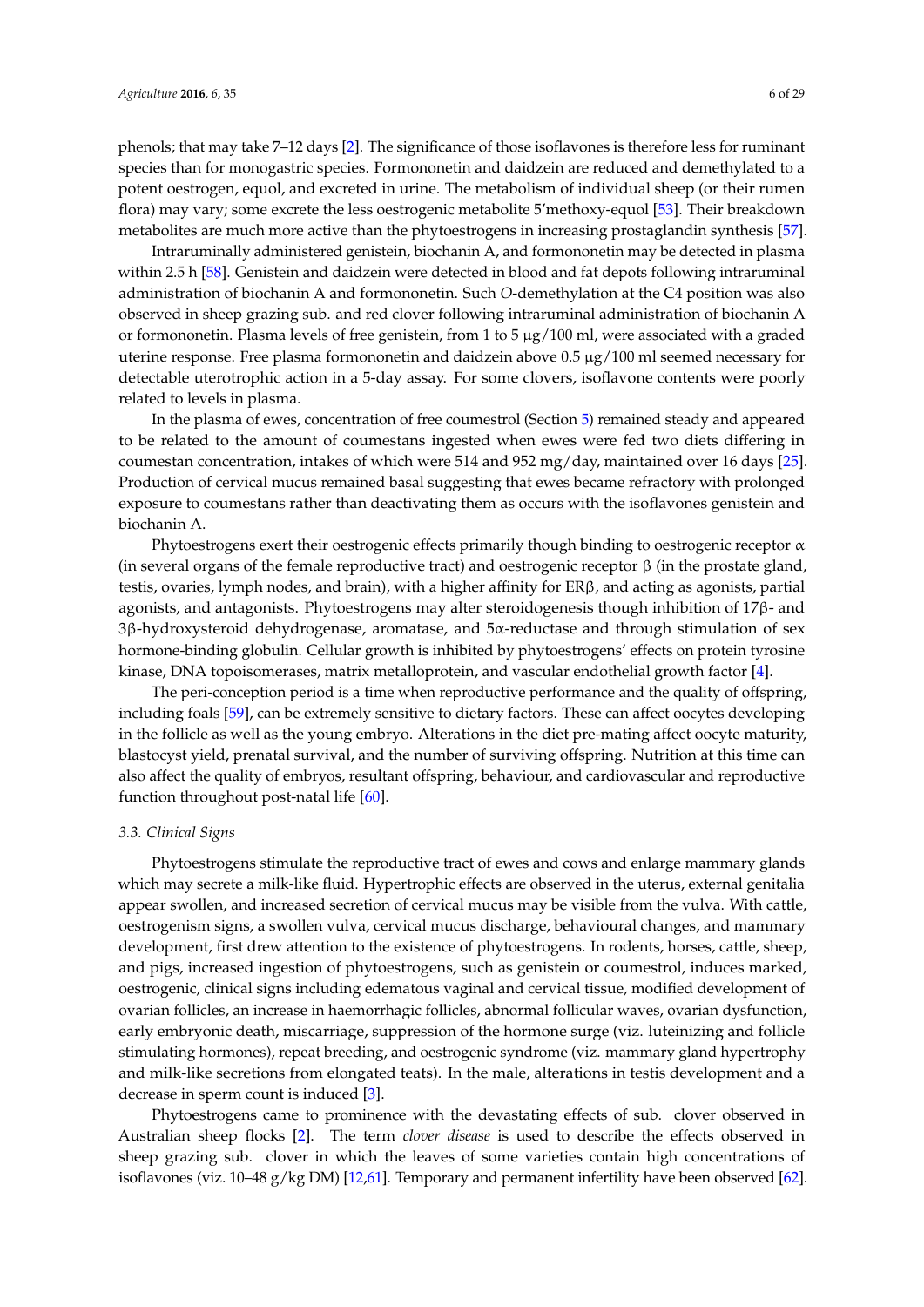phenols; that may take 7–12 days [2]. The significance of those isoflavones is therefore less for ruminant species than for monogastric species. Formononetin and daidzein are reduced and demethylated to a potent oestrogen, equol, and excreted in urine. The metabolism of individual sheep (or their rumen flora) may vary; some excrete the less oestrogenic metabolite 5′methoxy-equol [53]. Their breakdown metabolites are much more active than the phytoestrogens in increasing prostaglandin synthesis [57].

Intraruminally administered genistein, biochanin A, and formononetin may be detected in plasma within 2.5 h [58]. Genistein and daidzein were detected in blood and fat depots following intraruminal administration of biochanin A and formononetin. Such *O*-demethylation at the C4 position was also observed in sheep grazing sub. and red clover following intraruminal administration of biochanin A or formononetin. Plasma levels of free genistein, from 1 to 5 μg/100 ml, were associated with a graded uterine response. Free plasma formononetin and daidzein above 0.5 μg/100 ml seemed necessary for detectable uterotrophic action in a 5-day assay. For some clovers, isoflavone contents were poorly related to levels in plasma.

In the plasma of ewes, concentration of free coumestrol (Section 5) remained steady and appeared to be related to the amount of coumestans ingested when ewes were fed two diets differing in coumestan concentration, intakes of which were 514 and 952 mg/day, maintained over 16 days [25]. Production of cervical mucus remained basal suggesting that ewes became refractory with prolonged exposure to coumestans rather than deactivating them as occurs with the isoflavones genistein and biochanin A.

Phytoestrogens exert their oestrogenic effects primarily though binding to oestrogenic receptor α (in several organs of the female reproductive tract) and oestrogenic receptor β (in the prostate gland, testis, ovaries, lymph nodes, and brain), with a higher affinity for ERβ, and acting as agonists, partial agonists, and antagonists. Phytoestrogens may alter steroidogenesis though inhibition of 17β- and 3β-hydroxysteroid dehydrogenase, aromatase, and 5α-reductase and through stimulation of sex hormone-binding globulin. Cellular growth is inhibited by phytoestrogens' effects on protein tyrosine kinase, DNA topoisomerases, matrix metalloprotein, and vascular endothelial growth factor [4].

The peri-conception period is a time when reproductive performance and the quality of offspring, including foals [59], can be extremely sensitive to dietary factors. These can affect oocytes developing in the follicle as well as the young embryo. Alterations in the diet pre-mating affect oocyte maturity, blastocyst yield, prenatal survival, and the number of surviving offspring. Nutrition at this time can also affect the quality of embryos, resultant offspring, behaviour, and cardiovascular and reproductive function throughout post-natal life [60].

### 3.3. Clinical Signs

Phytoestrogens stimulate the reproductive tract of ewes and cows and enlarge mammary glands which may secrete a milk-like fluid. Hypertrophic effects are observed in the uterus, external genitalia appear swollen, and increased secretion of cervical mucus may be visible from the vulva. With cattle, oestrogenism signs, a swollen vulva, cervical mucus discharge, behavioural changes, and mammary development, first drew attention to the existence of phytoestrogens. In rodents, horses, cattle, sheep, and pigs, increased ingestion of phytoestrogens, such as genistein or coumestrol, induces marked, oestrogenic, clinical signs including edematous vaginal and cervical tissue, modified development of ovarian follicles, an increase in haemorrhagic follicles, abnormal follicular waves, ovarian dysfunction, early embryonic death, miscarriage, suppression of the hormone surge (viz. luteinizing and follicle stimulating hormones), repeat breeding, and oestrogenic syndrome (viz. mammary gland hypertrophy and milk-like secretions from elongated teats). In the male, alterations in testis development and a decrease in sperm count is induced [3].

Phytoestrogens came to prominence with the devastating effects of sub. clover observed in Australian sheep flocks [2]. The term *clover disease* is used to describe the effects observed in sheep grazing sub. clover in which the leaves of some varieties contain high concentrations of isoflavones (viz. 10–48 g/kg DM) [12,61]. Temporary and permanent infertility have been observed [62].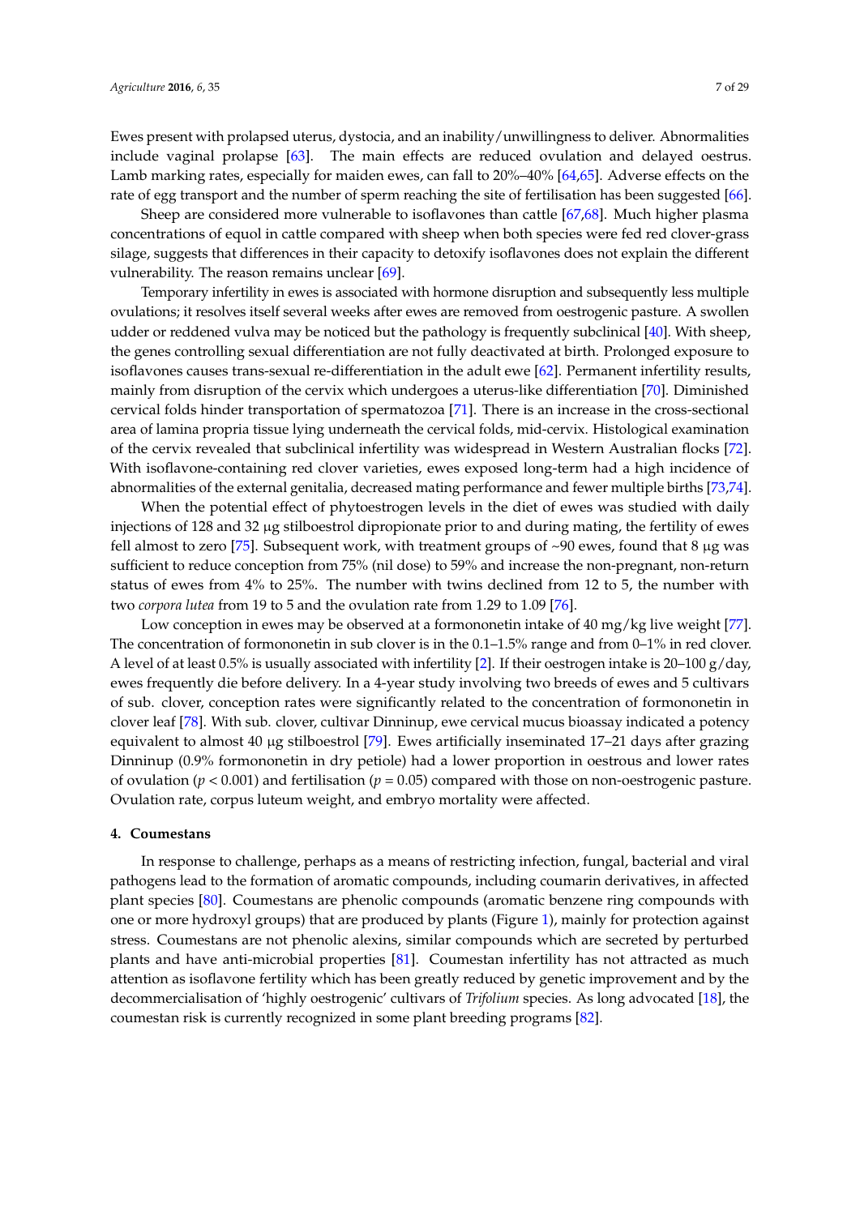Ewes present with prolapsed uterus, dystocia, and an inability/unwillingness to deliver. Abnormalities include vaginal prolapse [63]. The main effects are reduced ovulation and delayed oestrus. Lamb marking rates, especially for maiden ewes, can fall to 20%–40% [64,65]. Adverse effects on the rate of egg transport and the number of sperm reaching the site of fertilisation has been suggested [66].

Sheep are considered more vulnerable to isoflavones than cattle [67,68]. Much higher plasma concentrations of equol in cattle compared with sheep when both species were fed red clover-grass silage, suggests that differences in their capacity to detoxify isoflavones does not explain the different vulnerability. The reason remains unclear [69].

Temporary infertility in ewes is associated with hormone disruption and subsequently less multiple ovulations; it resolves itself several weeks after ewes are removed from oestrogenic pasture. A swollen udder or reddened vulva may be noticed but the pathology is frequently subclinical [40]. With sheep, the genes controlling sexual differentiation are not fully deactivated at birth. Prolonged exposure to isoflavones causes trans-sexual re-differentiation in the adult ewe [62]. Permanent infertility results, mainly from disruption of the cervix which undergoes a uterus-like differentiation [70]. Diminished cervical folds hinder transportation of spermatozoa [71]. There is an increase in the cross-sectional area of lamina propria tissue lying underneath the cervical folds, mid-cervix. Histological examination of the cervix revealed that subclinical infertility was widespread in Western Australian flocks [72]. With isoflavone-containing red clover varieties, ewes exposed long-term had a high incidence of abnormalities of the external genitalia, decreased mating performance and fewer multiple births [73,74].

When the potential effect of phytoestrogen levels in the diet of ewes was studied with daily injections of 128 and 32 μg stilboestrol dipropionate prior to and during mating, the fertility of ewes fell almost to zero [75]. Subsequent work, with treatment groups of ~90 ewes, found that 8 μg was sufficient to reduce conception from 75% (nil dose) to 59% and increase the non-pregnant, non-return status of ewes from 4% to 25%. The number with twins declined from 12 to 5, the number with two *corpora lutea* from 19 to 5 and the ovulation rate from 1.29 to 1.09 [76].

Low conception in ewes may be observed at a formononetin intake of 40 mg/kg live weight [77]. The concentration of formononetin in sub clover is in the 0.1–1.5% range and from 0–1% in red clover. A level of at least 0.5% is usually associated with infertility [2]. If their oestrogen intake is 20–100 g/day, ewes frequently die before delivery. In a 4-year study involving two breeds of ewes and 5 cultivars of sub. clover, conception rates were significantly related to the concentration of formononetin in clover leaf [78]. With sub. clover, cultivar Dinninup, ewe cervical mucus bioassay indicated a potency equivalent to almost 40 μg stilboestrol [79]. Ewes artificially inseminated 17–21 days after grazing Dinninup (0.9% formononetin in dry petiole) had a lower proportion in oestrous and lower rates of ovulation ($p < 0.001$) and fertilisation ($p = 0.05$) compared with those on non-oestrogenic pasture. Ovulation rate, corpus luteum weight, and embryo mortality were affected.

#### 4. Coumestans

In response to challenge, perhaps as a means of restricting infection, fungal, bacterial and viral pathogens lead to the formation of aromatic compounds, including coumarin derivatives, in affected plant species [80]. Coumestans are phenolic compounds (aromatic benzene ring compounds with one or more hydroxyl groups) that are produced by plants (Figure 1), mainly for protection against stress. Coumestans are not phenolic alexins, similar compounds which are secreted by perturbed plants and have anti-microbial properties [81]. Coumestan infertility has not attracted as much attention as isoflavone fertility which has been greatly reduced by genetic improvement and by the decommercialisation of 'highly oestrogenic' cultivars of *Trifolium* species. As long advocated [18], the coumestan risk is currently recognized in some plant breeding programs [82].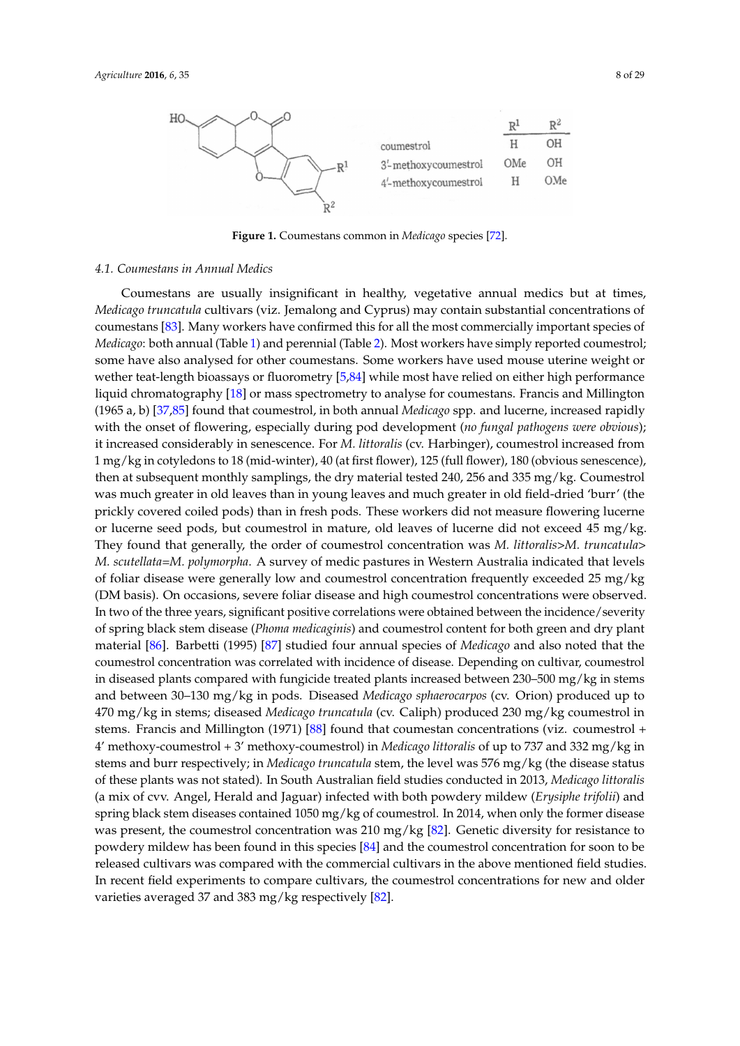| | $R^1$ | $R^2$ |
|---|---|---|
| coumestrol | H | OH |
| 3′-methoxycoumestrol | OMe | OH |
| 4′-methoxycoumestrol | H | OMe |

**Figure 1.** Coumestans common in *Medicago* species [72].

### 4.1. Coumestans in Annual Medics

Coumestans are usually insignificant in healthy, vegetative annual medics but at times, *Medicago truncatula* cultivars (viz. Jemalong and Cyprus) may contain substantial concentrations of coumestans [83]. Many workers have confirmed this for all the most commercially important species of *Medicago*: both annual (Table 1) and perennial (Table 2). Most workers have simply reported coumestrol; some have also analysed for other coumestans. Some workers have used mouse uterine weight or wether teat-length bioassays or fluorometry [5,84] while most have relied on either high performance liquid chromatography [18] or mass spectrometry to analyse for coumestans. Francis and Millington (1965 a, b) [37,85] found that coumestrol, in both annual *Medicago* spp. and lucerne, increased rapidly with the onset of flowering, especially during pod development (*no fungal pathogens were obvious*); it increased considerably in senescence. For *M. littoralis* (cv. Harbinger), coumestrol increased from 1 mg/kg in cotyledons to 18 (mid-winter), 40 (at first flower), 125 (full flower), 180 (obvious senescence), then at subsequent monthly samplings, the dry material tested 240, 256 and 335 mg/kg. Coumestrol was much greater in old leaves than in young leaves and much greater in old field-dried 'burr' (the prickly covered coiled pods) than in fresh pods. These workers did not measure flowering lucerne or lucerne seed pods, but coumestrol in mature, old leaves of lucerne did not exceed 45 mg/kg. They found that generally, the order of coumestrol concentration was *M. littoralis*>*M. truncatula*> *M. scutellata*=*M. polymorpha*. A survey of medic pastures in Western Australia indicated that levels of foliar disease were generally low and coumestrol concentration frequently exceeded 25 mg/kg (DM basis). On occasions, severe foliar disease and high coumestrol concentrations were observed. In two of the three years, significant positive correlations were obtained between the incidence/severity of spring black stem disease (*Phoma medicaginis*) and coumestrol content for both green and dry plant material [86]. Barbetti (1995) [87] studied four annual species of *Medicago* and also noted that the coumestrol concentration was correlated with incidence of disease. Depending on cultivar, coumestrol in diseased plants compared with fungicide treated plants increased between 230–500 mg/kg in stems and between 30–130 mg/kg in pods. Diseased *Medicago sphaerocarpos* (cv. Orion) produced up to 470 mg/kg in stems; diseased *Medicago truncatula* (cv. Caliph) produced 230 mg/kg coumestrol in stems. Francis and Millington (1971) [88] found that coumestan concentrations (viz. coumestrol + 4′ methoxy-coumestrol + 3′ methoxy-coumestrol) in *Medicago littoralis* of up to 737 and 332 mg/kg in stems and burr respectively; in *Medicago truncatula* stem, the level was 576 mg/kg (the disease status of these plants was not stated). In South Australian field studies conducted in 2013, *Medicago littoralis* (a mix of cvv. Angel, Herald and Jaguar) infected with both powdery mildew (*Erysiphe trifolii*) and spring black stem diseases contained 1050 mg/kg of coumestrol. In 2014, when only the former disease was present, the coumestrol concentration was 210 mg/kg [82]. Genetic diversity for resistance to powdery mildew has been found in this species [84] and the coumestrol concentration for soon to be released cultivars was compared with the commercial cultivars in the above mentioned field studies. In recent field experiments to compare cultivars, the coumestrol concentrations for new and older varieties averaged 37 and 383 mg/kg respectively [82].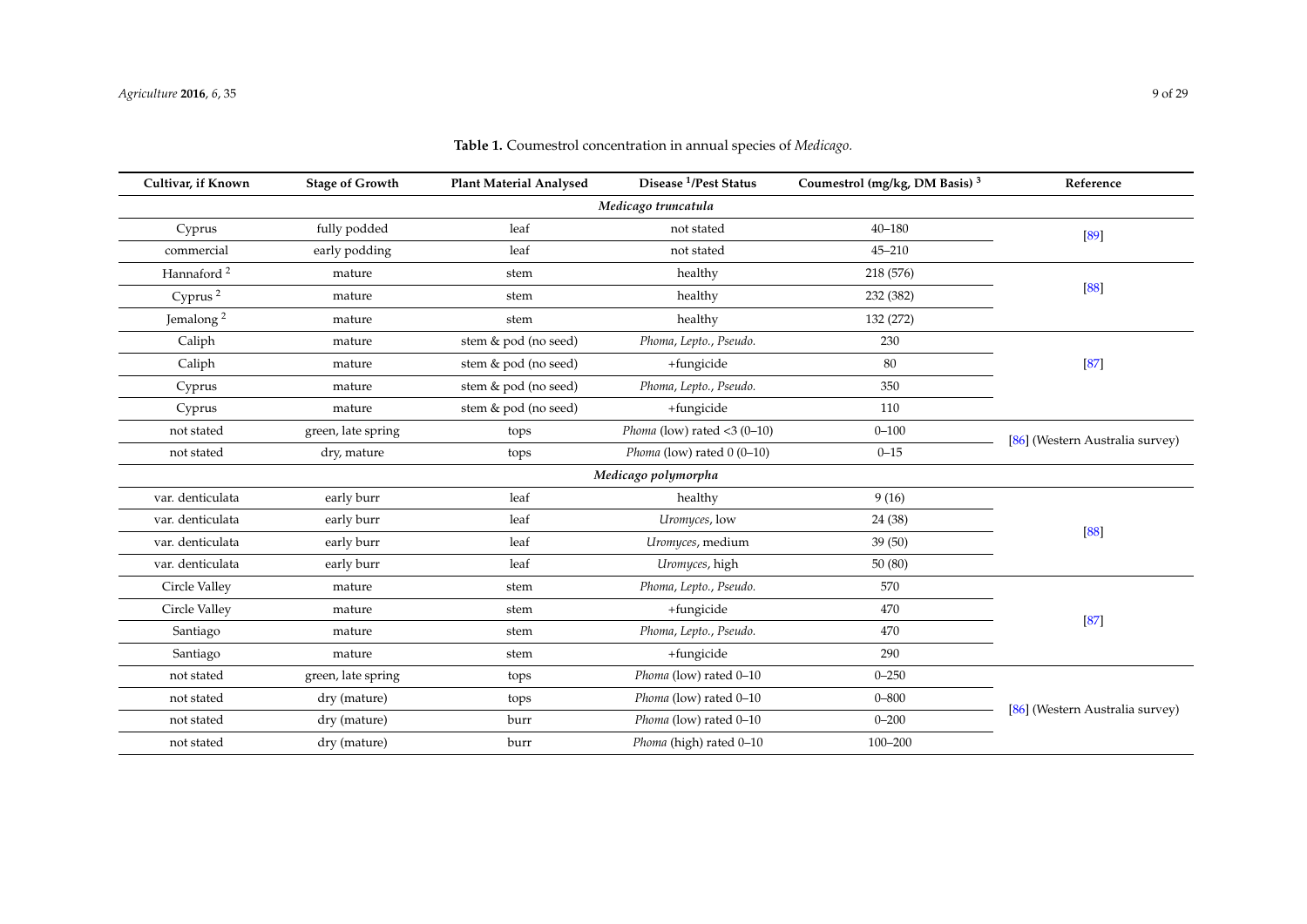**Table 1.** Coumestrol concentration in annual species of *Medicago.*

| Cultivar, if Known | Stage of Growth | Plant Material Analysed | Disease [1]/Pest Status | Coumestrol (mg/kg, DM Basis) [3] | Reference |
|---|---|---|---|---|---|
| | | | *Medicago truncatula* | | |
| Cyprus | fully podded | leaf | not stated | 40–180 | [89] |
| commercial | early podding | leaf | not stated | 45–210 | |
| Hannaford [2] | mature | stem | healthy | 218 (576) | [88] |
| Cyprus [2] | mature | stem | healthy | 232 (382) | |
| Jemalong [2] | mature | stem | healthy | 132 (272) | |
| Caliph | mature | stem & pod (no seed) | *Phoma*, *Lepto.*, *Pseudo.* | 230 | [87] |
| Caliph | mature | stem & pod (no seed) | +fungicide | 80 | |
| Cyprus | mature | stem & pod (no seed) | *Phoma*, *Lepto.*, *Pseudo.* | 350 | |
| Cyprus | mature | stem & pod (no seed) | +fungicide | 110 | |
| not stated | green, late spring | tops | *Phoma* (low) rated <3 (0–10) | 0–100 | [86] (Western Australia survey) |
| not stated | dry, mature | tops | *Phoma* (low) rated 0 (0–10) | 0–15 | |
| | | | *Medicago polymorpha* | | |
| var. denticulata | early burr | leaf | healthy | 9 (16) | [88] |
| var. denticulata | early burr | leaf | *Uromyces*, low | 24 (38) | |
| var. denticulata | early burr | leaf | *Uromyces*, medium | 39 (50) | |
| var. denticulata | early burr | leaf | *Uromyces*, high | 50 (80) | |
| Circle Valley | mature | stem | *Phoma*, *Lepto.*, *Pseudo.* | 570 | [87] |
| Circle Valley | mature | stem | +fungicide | 470 | |
| Santiago | mature | stem | *Phoma*, *Lepto.*, *Pseudo.* | 470 | |
| Santiago | mature | stem | +fungicide | 290 | |
| not stated | green, late spring | tops | *Phoma* (low) rated 0–10 | 0–250 | [86] (Western Australia survey) |
| not stated | dry (mature) | tops | *Phoma* (low) rated 0–10 | 0–800 | |
| not stated | dry (mature) | burr | *Phoma* (low) rated 0–10 | 0–200 | |
| not stated | dry (mature) | burr | *Phoma* (high) rated 0–10 | 100–200 | |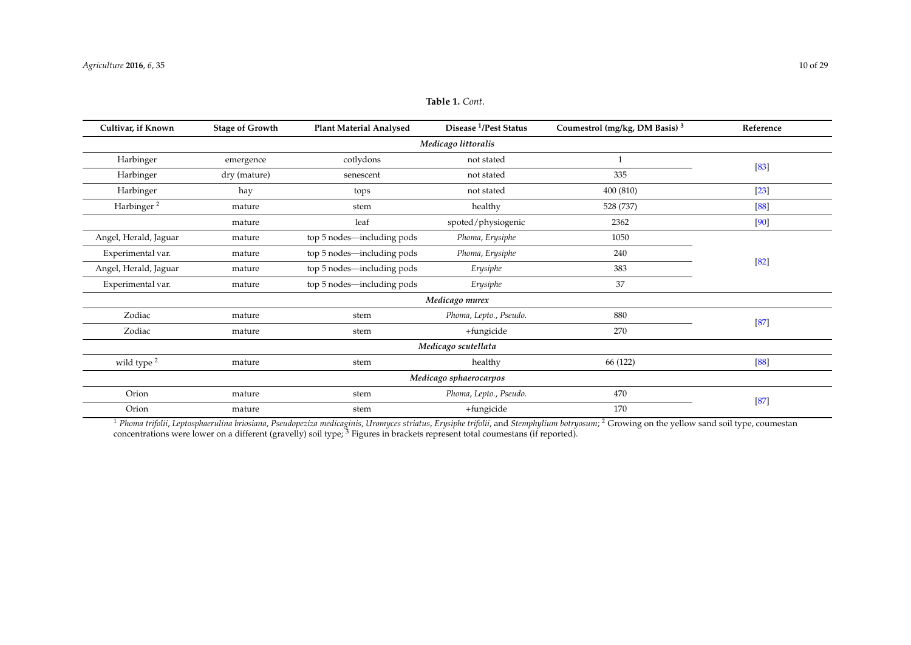**Table 1.** *Cont.*

| Cultivar, if Known | Stage of Growth | Plant Material Analysed | Disease [1]/Pest Status | Coumestrol (mg/kg, DM Basis) [3] | Reference |
|---|---|---|---|---|---|
| | | | *Medicago littoralis* | | |
| Harbinger | emergence | cotlydons | not stated | 1 | [83] |
| Harbinger | dry (mature) | senescent | not stated | 335 | |
| Harbinger | hay | tops | not stated | 400 (810) | [23] |
| Harbinger [2] | mature | stem | healthy | 528 (737) | [88] |
| | mature | leaf | spoted/physiogenic | 2362 | [90] |
| Angel, Herald, Jaguar | mature | top 5 nodes—including pods | *Phoma*, *Erysiphe* | 1050 | [82] |
| Experimental var. | mature | top 5 nodes—including pods | *Phoma*, *Erysiphe* | 240 | |
| Angel, Herald, Jaguar | mature | top 5 nodes—including pods | *Erysiphe* | 383 | |
| Experimental var. | mature | top 5 nodes—including pods | *Erysiphe* | 37 | |
| | | | *Medicago murex* | | |
| Zodiac | mature | stem | *Phoma*, *Lepto.*, *Pseudo.* | 880 | [87] |
| Zodiac | mature | stem | +fungicide | 270 | |
| | | | *Medicago scutellata* | | |
| wild type [2] | mature | stem | healthy | 66 (122) | [88] |
| | | | *Medicago sphaerocarpos* | | |
| Orion | mature | stem | *Phoma*, *Lepto.*, *Pseudo.* | 470 | [87] |
| Orion | mature | stem | +fungicide | 170 | |

[1] *Phoma trifolii*, *Leptosphaerulina briosiana*, *Pseudopeziza medicaginis*, *Uromyces striatus*, *Erysiphe trifolii*, and *Stemphylium botryosum*; [2] Growing on the yellow sand soil type, coumestan concentrations were lower on a different (gravelly) soil type; [3] Figures in brackets represent total coumestans (if reported).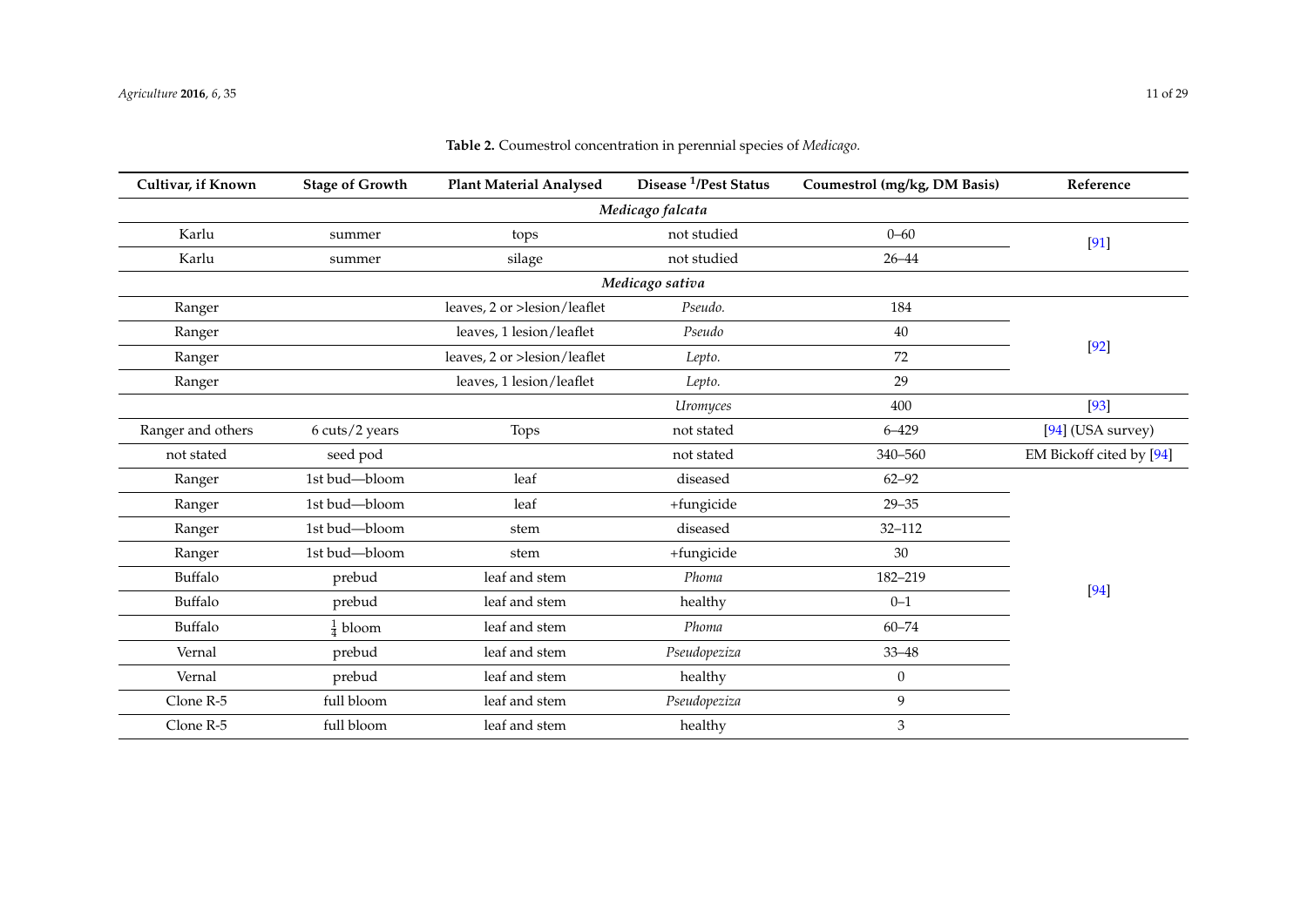**Table 2.** Coumestrol concentration in perennial species of *Medicago*.

| Cultivar, if Known | Stage of Growth | Plant Material Analysed | Disease [1]/Pest Status | Coumestrol (mg/kg, DM Basis) | Reference |
|---|---|---|---|---|---|
| | | *Medicago falcata* | | | |
| Karlu | summer | tops | not studied | 0–60 | [91] |
| Karlu | summer | silage | not studied | 26–44 | |
| | | *Medicago sativa* | | | |
| Ranger | | leaves, 2 or >lesion/leaflet | *Pseudo.* | 184 | [92] |
| Ranger | | leaves, 1 lesion/leaflet | *Pseudo* | 40 | |
| Ranger | | leaves, 2 or >lesion/leaflet | *Lepto.* | 72 | |
| Ranger | | leaves, 1 lesion/leaflet | *Lepto.* | 29 | |
| | | | *Uromyces* | 400 | [93] |
| Ranger and others | 6 cuts/2 years | Tops | not stated | 6–429 | [94] (USA survey) |
| not stated | seed pod | | not stated | 340–560 | EM Bickoff cited by [94] |
| Ranger | 1st bud—bloom | leaf | diseased | 62–92 | [94] |
| Ranger | 1st bud—bloom | leaf | +fungicide | 29–35 | |
| Ranger | 1st bud—bloom | stem | diseased | 32–112 | |
| Ranger | 1st bud—bloom | stem | +fungicide | 30 | |
| Buffalo | prebud | leaf and stem | *Phoma* | 182–219 | |
| Buffalo | prebud | leaf and stem | healthy | 0–1 | |
| Buffalo | $\frac{1}{4}$ bloom | leaf and stem | *Phoma* | 60–74 | |
| Vernal | prebud | leaf and stem | *Pseudopeziza* | 33–48 | |
| Vernal | prebud | leaf and stem | healthy | 0 | |
| Clone R-5 | full bloom | leaf and stem | *Pseudopeziza* | 9 | |
| Clone R-5 | full bloom | leaf and stem | healthy | 3 | |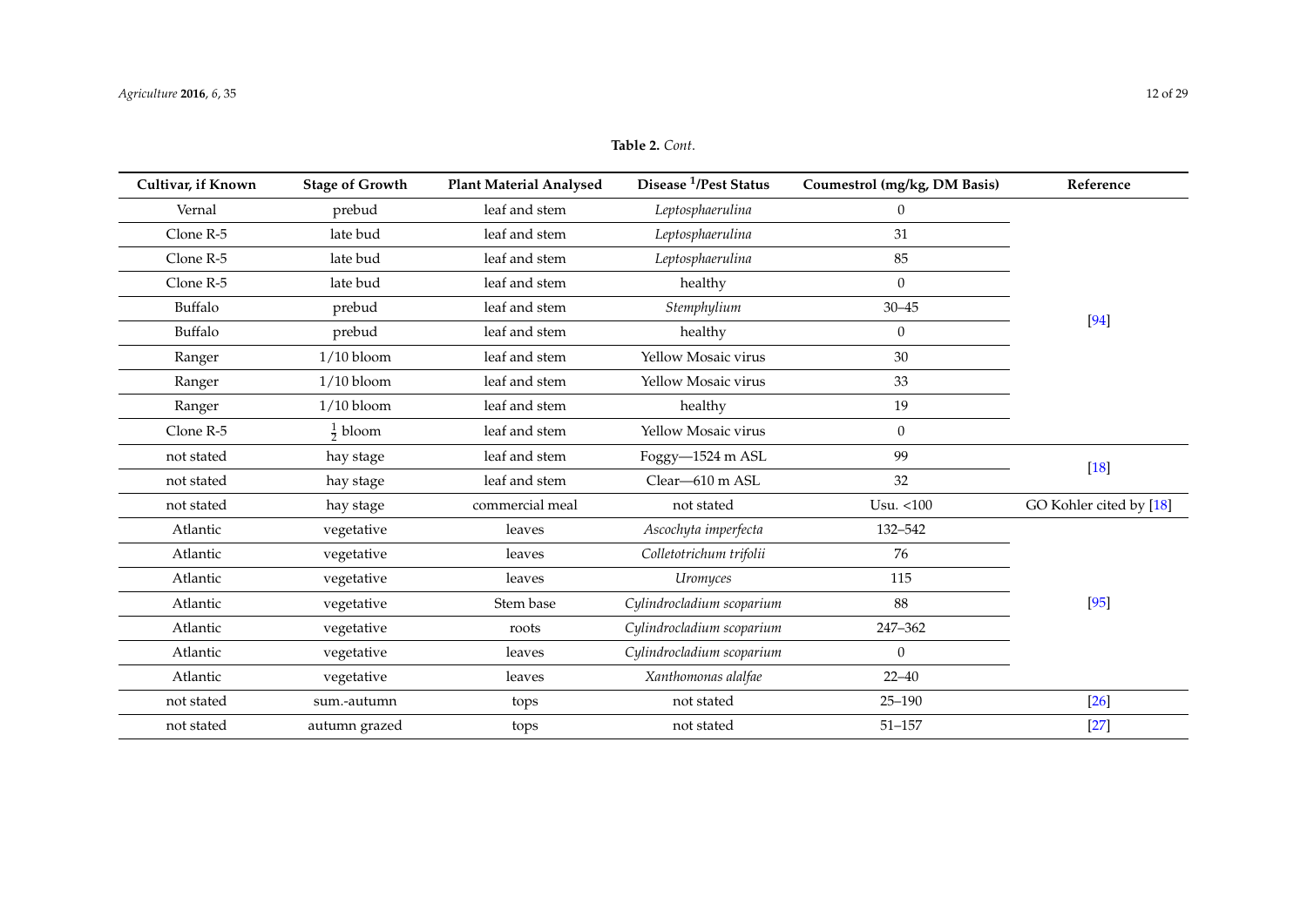**Table 2.** *Cont.*

| Cultivar, if Known | Stage of Growth | Plant Material Analysed | Disease [1]/Pest Status | Coumestrol (mg/kg, DM Basis) | Reference |
|---|---|---|---|---|---|
| Vernal | prebud | leaf and stem | *Leptosphaerulina* | 0 | [94] |
| Clone R-5 | late bud | leaf and stem | *Leptosphaerulina* | 31 | |
| Clone R-5 | late bud | leaf and stem | *Leptosphaerulina* | 85 | |
| Clone R-5 | late bud | leaf and stem | healthy | 0 | |
| Buffalo | prebud | leaf and stem | *Stemphylium* | 30–45 | |
| Buffalo | prebud | leaf and stem | healthy | 0 | |
| Ranger | 1/10 bloom | leaf and stem | Yellow Mosaic virus | 30 | |
| Ranger | 1/10 bloom | leaf and stem | Yellow Mosaic virus | 33 | |
| Ranger | 1/10 bloom | leaf and stem | healthy | 19 | |
| Clone R-5 | $\frac{1}{2}$ bloom | leaf and stem | Yellow Mosaic virus | 0 | |
| not stated | hay stage | leaf and stem | Foggy—1524 m ASL | 99 | [18] |
| not stated | hay stage | leaf and stem | Clear—610 m ASL | 32 | |
| not stated | hay stage | commercial meal | not stated | Usu. <100 | GO Kohler cited by [18] |
| Atlantic | vegetative | leaves | *Ascochyta imperfecta* | 132–542 | [95] |
| Atlantic | vegetative | leaves | *Colletotrichum trifolii* | 76 | |
| Atlantic | vegetative | leaves | *Uromyces* | 115 | |
| Atlantic | vegetative | Stem base | *Cylindrocladium scoparium* | 88 | |
| Atlantic | vegetative | roots | *Cylindrocladium scoparium* | 247–362 | |
| Atlantic | vegetative | leaves | *Cylindrocladium scoparium* | 0 | |
| Atlantic | vegetative | leaves | *Xanthomonas alalfae* | 22–40 | |
| not stated | sum.-autumn | tops | not stated | 25–190 | [26] |
| not stated | autumn grazed | tops | not stated | 51–157 | [27] |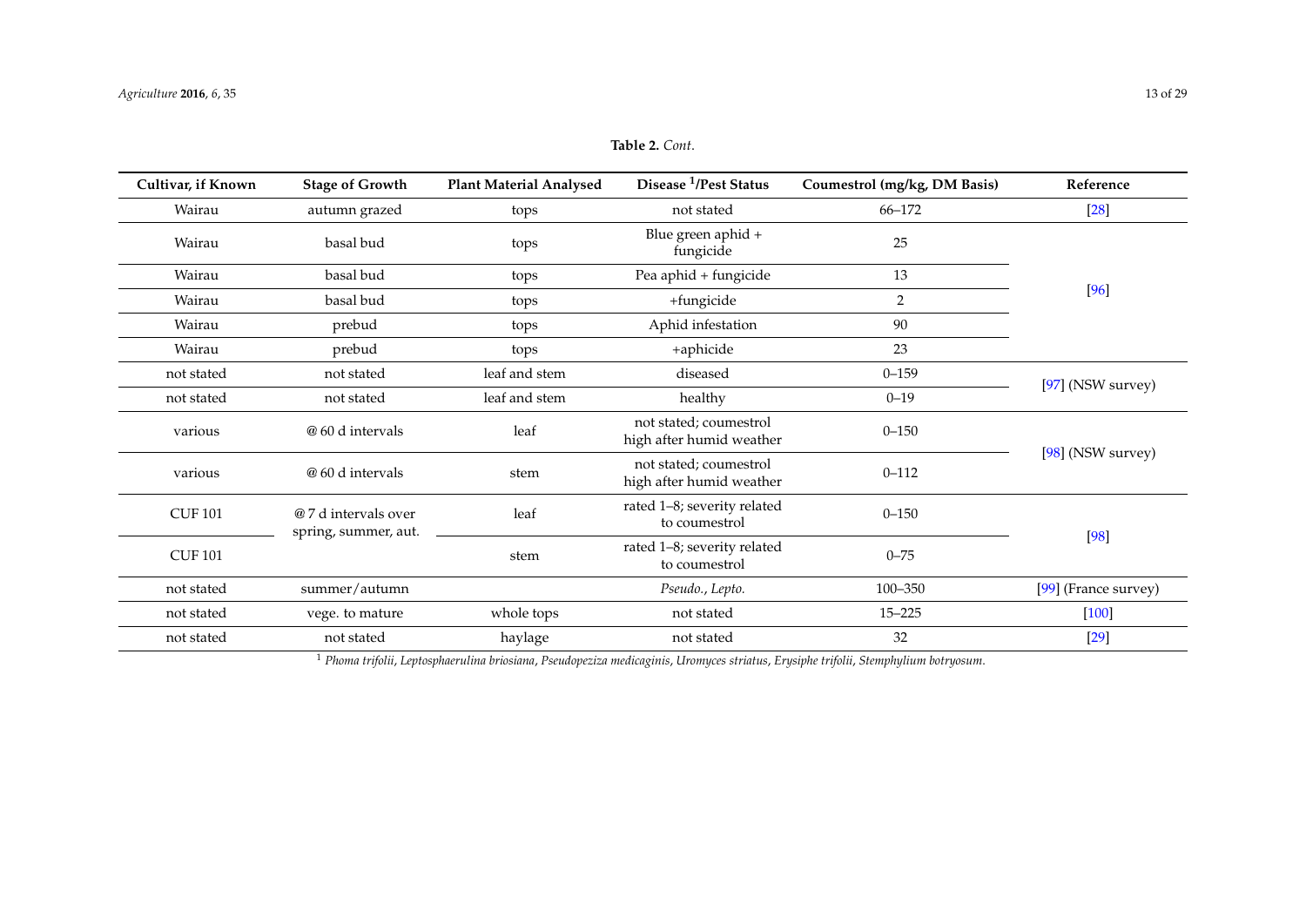**Table 2.** *Cont.*

| Cultivar, if Known | Stage of Growth | Plant Material Analysed | Disease [1]/Pest Status | Coumestrol (mg/kg, DM Basis) | Reference |
|---|---|---|---|---|---|
| Wairau | autumn grazed | tops | not stated | 66–172 | [28] |
| Wairau | basal bud | tops | Blue green aphid + fungicide | 25 | [96] |
| Wairau | basal bud | tops | Pea aphid + fungicide | 13 | |
| Wairau | basal bud | tops | +fungicide | 2 | |
| Wairau | prebud | tops | Aphid infestation | 90 | |
| Wairau | prebud | tops | +aphicide | 23 | |
| not stated | not stated | leaf and stem | diseased | 0–159 | [97] (NSW survey) |
| not stated | not stated | leaf and stem | healthy | 0–19 | |
| various | @ 60 d intervals | leaf | not stated; coumestrol high after humid weather | 0–150 | [98] (NSW survey) |
| various | @ 60 d intervals | stem | not stated; coumestrol high after humid weather | 0–112 | |
| CUF 101 | @ 7 d intervals over spring, summer, aut. | leaf | rated 1–8; severity related to coumestrol | 0–150 | [98] |
| CUF 101 | | stem | rated 1–8; severity related to coumestrol | 0–75 | |
| not stated | summer/autumn | | *Pseudo.*, *Lepto.* | 100–350 | [99] (France survey) |
| not stated | vege. to mature | whole tops | not stated | 15–225 | [100] |
| not stated | not stated | haylage | not stated | 32 | [29] |

[1] *Phoma trifolii*, *Leptosphaerulina briosiana*, *Pseudopeziza medicaginis*, *Uromyces striatus*, *Erysiphe trifolii*, *Stemphylium botryosum*.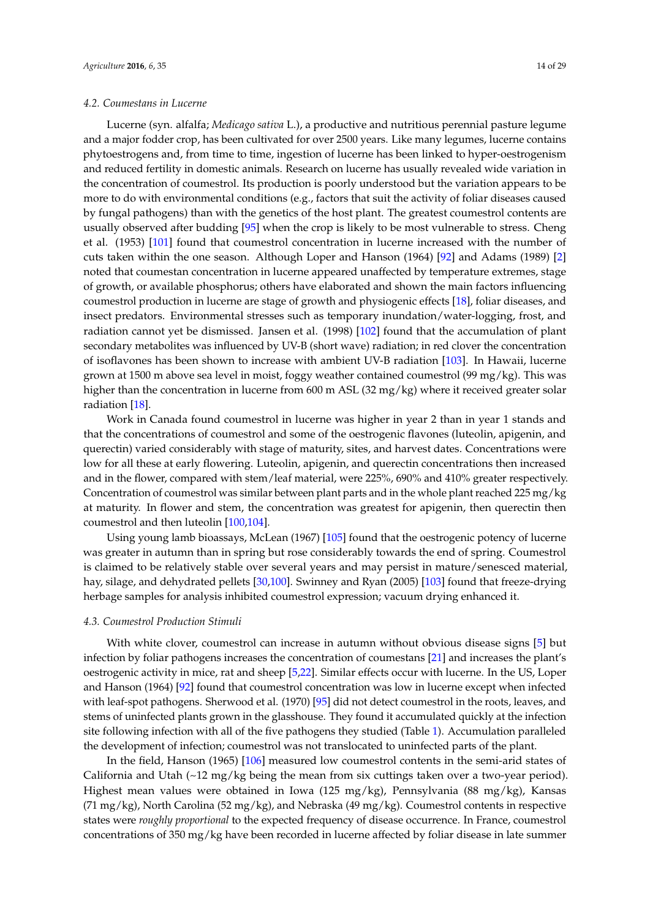### 4.2. Coumestans in Lucerne

Lucerne (syn. alfalfa; *Medicago sativa* L.), a productive and nutritious perennial pasture legume and a major fodder crop, has been cultivated for over 2500 years. Like many legumes, lucerne contains phytoestrogens and, from time to time, ingestion of lucerne has been linked to hyper-oestrogenism and reduced fertility in domestic animals. Research on lucerne has usually revealed wide variation in the concentration of coumestrol. Its production is poorly understood but the variation appears to be more to do with environmental conditions (e.g., factors that suit the activity of foliar diseases caused by fungal pathogens) than with the genetics of the host plant. The greatest coumestrol contents are usually observed after budding [95] when the crop is likely to be most vulnerable to stress. Cheng et al. (1953) [101] found that coumestrol concentration in lucerne increased with the number of cuts taken within the one season. Although Loper and Hanson (1964) [92] and Adams (1989) [2] noted that coumestan concentration in lucerne appeared unaffected by temperature extremes, stage of growth, or available phosphorus; others have elaborated and shown the main factors influencing coumestrol production in lucerne are stage of growth and physiogenic effects [18], foliar diseases, and insect predators. Environmental stresses such as temporary inundation/water-logging, frost, and radiation cannot yet be dismissed. Jansen et al. (1998) [102] found that the accumulation of plant secondary metabolites was influenced by UV-B (short wave) radiation; in red clover the concentration of isoflavones has been shown to increase with ambient UV-B radiation [103]. In Hawaii, lucerne grown at 1500 m above sea level in moist, foggy weather contained coumestrol (99 mg/kg). This was higher than the concentration in lucerne from 600 m ASL (32 mg/kg) where it received greater solar radiation [18].

Work in Canada found coumestrol in lucerne was higher in year 2 than in year 1 stands and that the concentrations of coumestrol and some of the oestrogenic flavones (luteolin, apigenin, and querectin) varied considerably with stage of maturity, sites, and harvest dates. Concentrations were low for all these at early flowering. Luteolin, apigenin, and querectin concentrations then increased and in the flower, compared with stem/leaf material, were 225%, 690% and 410% greater respectively. Concentration of coumestrol was similar between plant parts and in the whole plant reached 225 mg/kg at maturity. In flower and stem, the concentration was greatest for apigenin, then querectin then coumestrol and then luteolin [100,104].

Using young lamb bioassays, McLean (1967) [105] found that the oestrogenic potency of lucerne was greater in autumn than in spring but rose considerably towards the end of spring. Coumestrol is claimed to be relatively stable over several years and may persist in mature/senesced material, hay, silage, and dehydrated pellets [30,100]. Swinney and Ryan (2005) [103] found that freeze-drying herbage samples for analysis inhibited coumestrol expression; vacuum drying enhanced it.

### 4.3. Coumestrol Production Stimuli

With white clover, coumestrol can increase in autumn without obvious disease signs [5] but infection by foliar pathogens increases the concentration of coumestans [21] and increases the plant's oestrogenic activity in mice, rat and sheep [5,22]. Similar effects occur with lucerne. In the US, Loper and Hanson (1964) [92] found that coumestrol concentration was low in lucerne except when infected with leaf-spot pathogens. Sherwood et al. (1970) [95] did not detect coumestrol in the roots, leaves, and stems of uninfected plants grown in the glasshouse. They found it accumulated quickly at the infection site following infection with all of the five pathogens they studied (Table 1). Accumulation paralleled the development of infection; coumestrol was not translocated to uninfected parts of the plant.

In the field, Hanson (1965) [106] measured low coumestrol contents in the semi-arid states of California and Utah (~12 mg/kg being the mean from six cuttings taken over a two-year period). Highest mean values were obtained in Iowa (125 mg/kg), Pennsylvania (88 mg/kg), Kansas (71 mg/kg), North Carolina (52 mg/kg), and Nebraska (49 mg/kg). Coumestrol contents in respective states were *roughly proportional* to the expected frequency of disease occurrence. In France, coumestrol concentrations of 350 mg/kg have been recorded in lucerne affected by foliar disease in late summer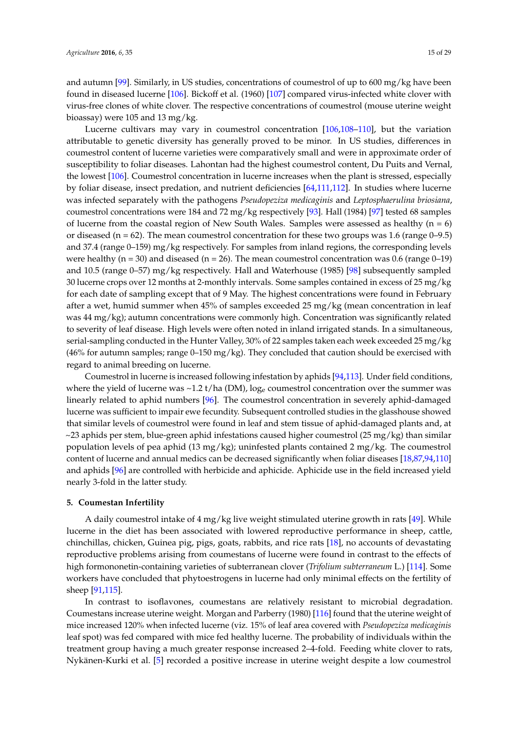and autumn [99]. Similarly, in US studies, concentrations of coumestrol of up to 600 mg/kg have been found in diseased lucerne [106]. Bickoff et al. (1960) [107] compared virus-infected white clover with virus-free clones of white clover. The respective concentrations of coumestrol (mouse uterine weight bioassay) were 105 and 13 mg/kg.

Lucerne cultivars may vary in coumestrol concentration [106,108–110], but the variation attributable to genetic diversity has generally proved to be minor. In US studies, differences in coumestrol content of lucerne varieties were comparatively small and were in approximate order of susceptibility to foliar diseases. Lahontan had the highest coumestrol content, Du Puits and Vernal, the lowest [106]. Coumestrol concentration in lucerne increases when the plant is stressed, especially by foliar disease, insect predation, and nutrient deficiencies [64,111,112]. In studies where lucerne was infected separately with the pathogens *Pseudopeziza medicaginis* and *Leptosphaerulina briosiana*, coumestrol concentrations were 184 and 72 mg/kg respectively [93]. Hall (1984) [97] tested 68 samples of lucerne from the coastal region of New South Wales. Samples were assessed as healthy (n = 6) or diseased (n = 62). The mean coumestrol concentration for these two groups was 1.6 (range 0–9.5) and 37.4 (range 0–159) mg/kg respectively. For samples from inland regions, the corresponding levels were healthy (n = 30) and diseased (n = 26). The mean coumestrol concentration was 0.6 (range 0–19) and 10.5 (range 0–57) mg/kg respectively. Hall and Waterhouse (1985) [98] subsequently sampled 30 lucerne crops over 12 months at 2-monthly intervals. Some samples contained in excess of 25 mg/kg for each date of sampling except that of 9 May. The highest concentrations were found in February after a wet, humid summer when 45% of samples exceeded 25 mg/kg (mean concentration in leaf was 44 mg/kg); autumn concentrations were commonly high. Concentration was significantly related to severity of leaf disease. High levels were often noted in inland irrigated stands. In a simultaneous, serial-sampling conducted in the Hunter Valley, 30% of 22 samples taken each week exceeded 25 mg/kg (46% for autumn samples; range 0–150 mg/kg). They concluded that caution should be exercised with regard to animal breeding on lucerne.

Coumestrol in lucerne is increased following infestation by aphids [94,113]. Under field conditions, where the yield of lucerne was ~1.2 t/ha (DM), $\log_e$ coumestrol concentration over the summer was linearly related to aphid numbers [96]. The coumestrol concentration in severely aphid-damaged lucerne was sufficient to impair ewe fecundity. Subsequent controlled studies in the glasshouse showed that similar levels of coumestrol were found in leaf and stem tissue of aphid-damaged plants and, at ~23 aphids per stem, blue-green aphid infestations caused higher coumestrol (25 mg/kg) than similar population levels of pea aphid (13 mg/kg); uninfested plants contained 2 mg/kg. The coumestrol content of lucerne and annual medics can be decreased significantly when foliar diseases [18,87,94,110] and aphids [96] are controlled with herbicide and aphicide. Aphicide use in the field increased yield nearly 3-fold in the latter study.

## 5. Coumestan Infertility

A daily coumestrol intake of 4 mg/kg live weight stimulated uterine growth in rats [49]. While lucerne in the diet has been associated with lowered reproductive performance in sheep, cattle, chinchillas, chicken, Guinea pig, pigs, goats, rabbits, and rice rats [18], no accounts of devastating reproductive problems arising from coumestans of lucerne were found in contrast to the effects of high formononetin-containing varieties of subterranean clover (*Trifolium subterraneum* L.) [114]. Some workers have concluded that phytoestrogens in lucerne had only minimal effects on the fertility of sheep [91,115].

In contrast to isoflavones, coumestans are relatively resistant to microbial degradation. Coumestans increase uterine weight. Morgan and Parberry (1980) [116] found that the uterine weight of mice increased 120% when infected lucerne (viz. 15% of leaf area covered with *Pseudopeziza medicaginis* leaf spot) was fed compared with mice fed healthy lucerne. The probability of individuals within the treatment group having a much greater response increased 2–4-fold. Feeding white clover to rats, Nykänen-Kurki et al. [5] recorded a positive increase in uterine weight despite a low coumestrol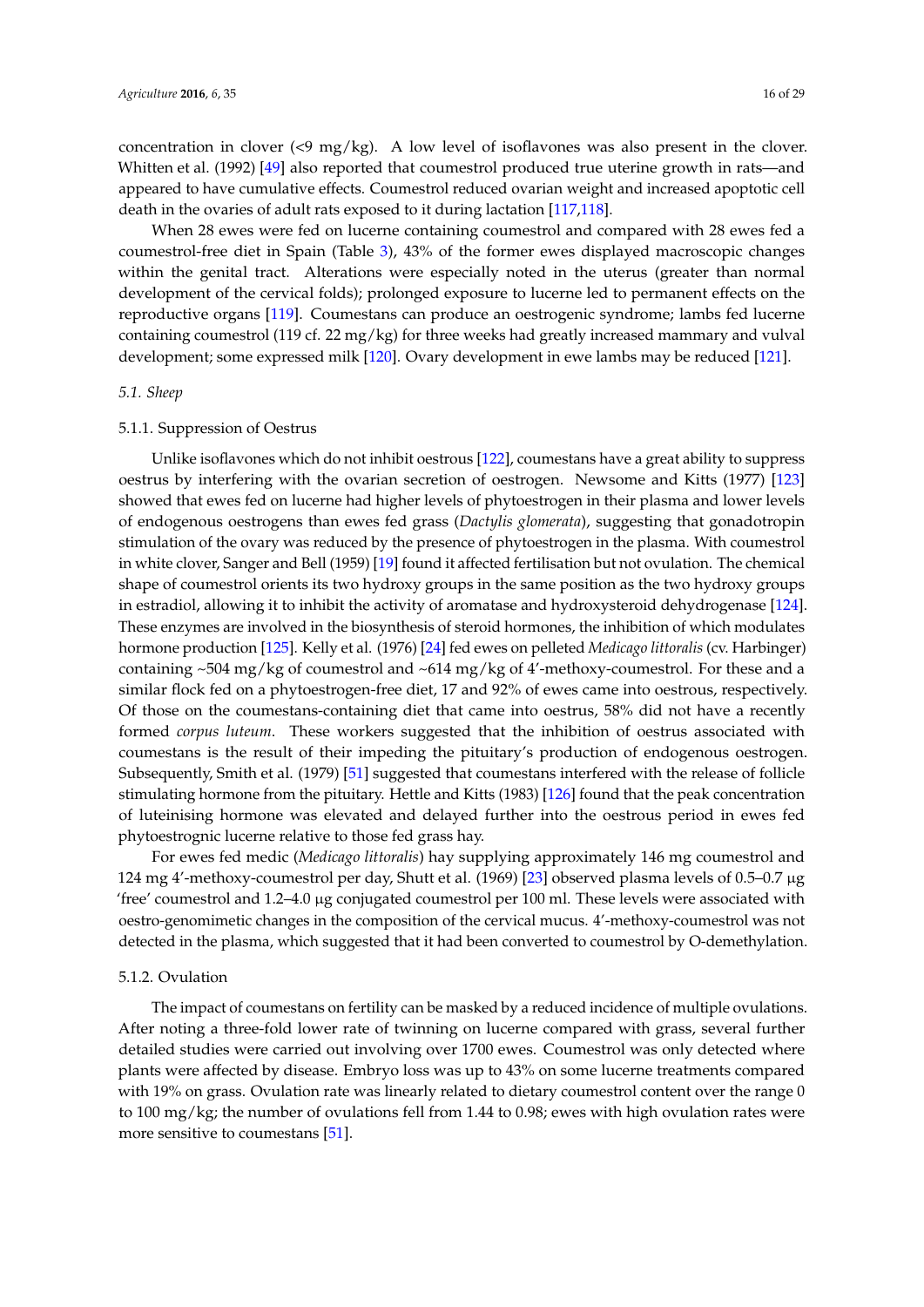concentration in clover (<9 mg/kg). A low level of isoflavones was also present in the clover. Whitten et al. (1992) [49] also reported that coumestrol produced true uterine growth in rats—and appeared to have cumulative effects. Coumestrol reduced ovarian weight and increased apoptotic cell death in the ovaries of adult rats exposed to it during lactation [117,118].

When 28 ewes were fed on lucerne containing coumestrol and compared with 28 ewes fed a coumestrol-free diet in Spain (Table 3), 43% of the former ewes displayed macroscopic changes within the genital tract. Alterations were especially noted in the uterus (greater than normal development of the cervical folds); prolonged exposure to lucerne led to permanent effects on the reproductive organs [119]. Coumestans can produce an oestrogenic syndrome; lambs fed lucerne containing coumestrol (119 cf. 22 mg/kg) for three weeks had greatly increased mammary and vulval development; some expressed milk [120]. Ovary development in ewe lambs may be reduced [121].

### *5.1. Sheep*

#### 5.1.1. Suppression of Oestrus

Unlike isoflavones which do not inhibit oestrous [122], coumestans have a great ability to suppress oestrus by interfering with the ovarian secretion of oestrogen. Newsome and Kitts (1977) [123] showed that ewes fed on lucerne had higher levels of phytoestrogen in their plasma and lower levels of endogenous oestrogens than ewes fed grass (*Dactylis glomerata*), suggesting that gonadotropin stimulation of the ovary was reduced by the presence of phytoestrogen in the plasma. With coumestrol in white clover, Sanger and Bell (1959) [19] found it affected fertilisation but not ovulation. The chemical shape of coumestrol orients its two hydroxy groups in the same position as the two hydroxy groups in estradiol, allowing it to inhibit the activity of aromatase and hydroxysteroid dehydrogenase [124]. These enzymes are involved in the biosynthesis of steroid hormones, the inhibition of which modulates hormone production [125]. Kelly et al. (1976) [24] fed ewes on pelleted *Medicago littoralis* (cv. Harbinger) containing ~504 mg/kg of coumestrol and ~614 mg/kg of 4′-methoxy-coumestrol. For these and a similar flock fed on a phytoestrogen-free diet, 17 and 92% of ewes came into oestrous, respectively. Of those on the coumestans-containing diet that came into oestrus, 58% did not have a recently formed *corpus luteum*. These workers suggested that the inhibition of oestrus associated with coumestans is the result of their impeding the pituitary's production of endogenous oestrogen. Subsequently, Smith et al. (1979) [51] suggested that coumestans interfered with the release of follicle stimulating hormone from the pituitary. Hettle and Kitts (1983) [126] found that the peak concentration of luteinising hormone was elevated and delayed further into the oestrous period in ewes fed phytoestrognic lucerne relative to those fed grass hay.

For ewes fed medic (*Medicago littoralis*) hay supplying approximately 146 mg coumestrol and 124 mg 4′-methoxy-coumestrol per day, Shutt et al. (1969) [23] observed plasma levels of 0.5–0.7 μg 'free' coumestrol and 1.2–4.0 μg conjugated coumestrol per 100 ml. These levels were associated with oestro-genomimetic changes in the composition of the cervical mucus. 4′-methoxy-coumestrol was not detected in the plasma, which suggested that it had been converted to coumestrol by O-demethylation.

#### 5.1.2. Ovulation

The impact of coumestans on fertility can be masked by a reduced incidence of multiple ovulations. After noting a three-fold lower rate of twinning on lucerne compared with grass, several further detailed studies were carried out involving over 1700 ewes. Coumestrol was only detected where plants were affected by disease. Embryo loss was up to 43% on some lucerne treatments compared with 19% on grass. Ovulation rate was linearly related to dietary coumestrol content over the range 0 to 100 mg/kg; the number of ovulations fell from 1.44 to 0.98; ewes with high ovulation rates were more sensitive to coumestans [51].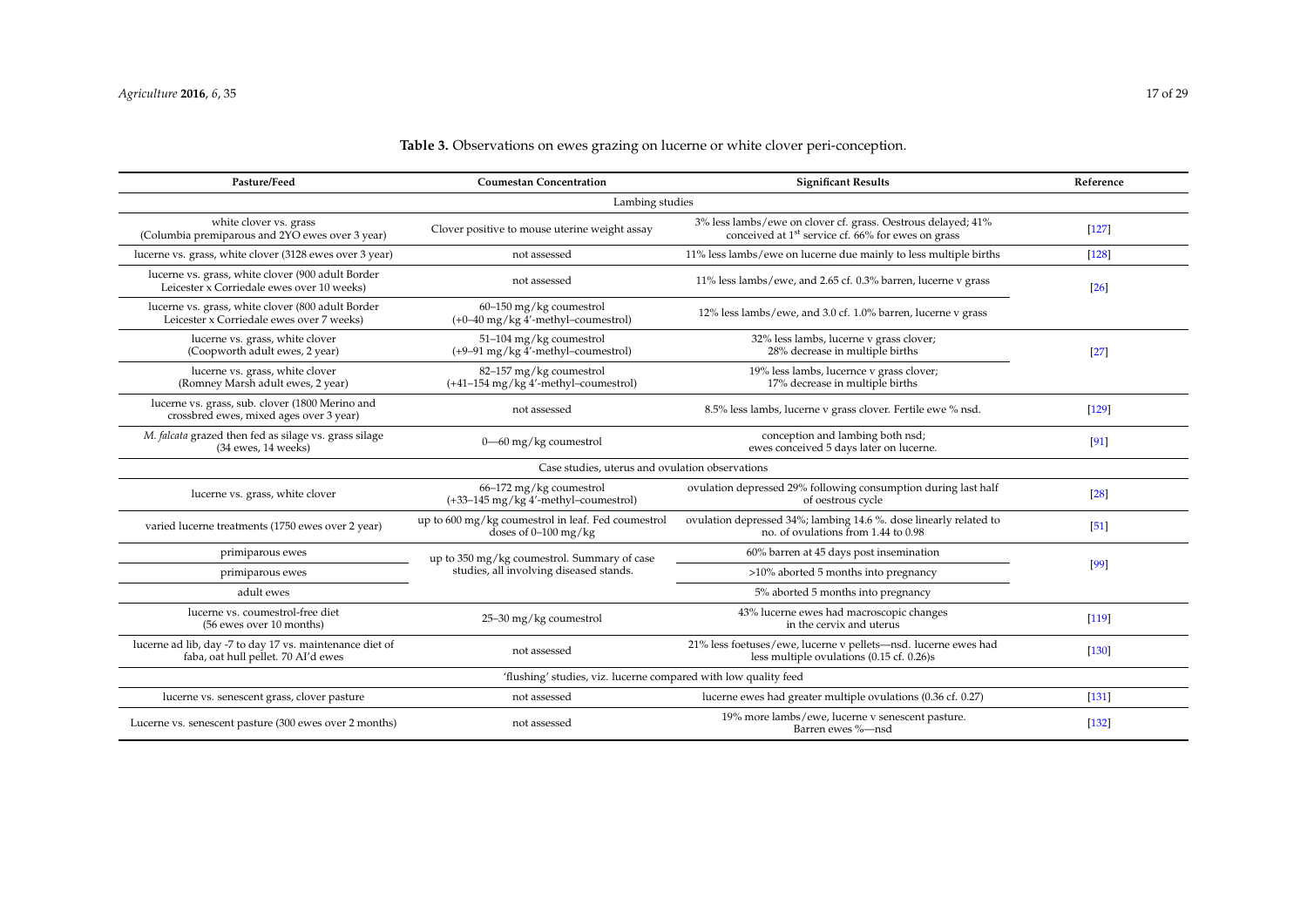**Table 3.** Observations on ewes grazing on lucerne or white clover peri-conception.

| Pasture/Feed | Coumestan Concentration | Significant Results | Reference |
|---|---|---|---|
| Lambing studies | | | |
| white clover vs. grass (Columbia premiparous and 2YO ewes over 3 year) | Clover positive to mouse uterine weight assay | 3% less lambs/ewe on clover cf. grass. Oestrous delayed; 41% conceived at 1st service cf. 66% for ewes on grass | [127] |
| lucerne vs. grass, white clover (3128 ewes over 3 year) | not assessed | 11% less lambs/ewe on lucerne due mainly to less multiple births | [128] |
| lucerne vs. grass, white clover (900 adult Border Leicester x Corriedale ewes over 10 weeks) | not assessed | 11% less lambs/ewe, and 2.65 cf. 0.3% barren, lucerne v grass | [26] |
| lucerne vs. grass, white clover (800 adult Border Leicester x Corriedale ewes over 7 weeks) | 60–150 mg/kg coumestrol (+0–40 mg/kg 4′-methyl–coumestrol) | 12% less lambs/ewe, and 3.0 cf. 1.0% barren, lucerne v grass | |
| lucerne vs. grass, white clover (Coopworth adult ewes, 2 year) | 51–104 mg/kg coumestrol (+9–91 mg/kg 4′-methyl–coumestrol) | 32% less lambs, lucerne v grass clover; 28% decrease in multiple births | [27] |
| lucerne vs. grass, white clover (Romney Marsh adult ewes, 2 year) | 82–157 mg/kg coumestrol (+41–154 mg/kg 4′-methyl–coumestrol) | 19% less lambs, lucernce v grass clover; 17% decrease in multiple births | |
| lucerne vs. grass, sub. clover (1800 Merino and crossbred ewes, mixed ages over 3 year) | not assessed | 8.5% less lambs, lucerne v grass clover. Fertile ewe % nsd. | [129] |
| *M. falcata* grazed then fed as silage vs. grass silage (34 ewes, 14 weeks) | 0—60 mg/kg coumestrol | conception and lambing both nsd; ewes conceived 5 days later on lucerne. | [91] |
| Case studies, uterus and ovulation observations | | | |
| lucerne vs. grass, white clover | 66–172 mg/kg coumestrol (+33–145 mg/kg 4′-methyl–coumestrol) | ovulation depressed 29% following consumption during last half of oestrous cycle | [28] |
| varied lucerne treatments (1750 ewes over 2 year) | up to 600 mg/kg coumestrol in leaf. Fed coumestrol doses of 0–100 mg/kg | ovulation depressed 34%; lambing 14.6 %. dose linearly related to no. of ovulations from 1.44 to 0.98 | [51] |
| primiparous ewes | up to 350 mg/kg coumestrol. Summary of case studies, all involving diseased stands. | 60% barren at 45 days post insemination | [99] |
| primiparous ewes | | >10% aborted 5 months into pregnancy | |
| adult ewes | | 5% aborted 5 months into pregnancy | |
| lucerne vs. coumestrol-free diet (56 ewes over 10 months) | 25–30 mg/kg coumestrol | 43% lucerne ewes had macroscopic changes in the cervix and uterus | [119] |
| lucerne ad lib, day -7 to day 17 vs. maintenance diet of faba, oat hull pellet. 70 AI'd ewes | not assessed | 21% less foetuses/ewe, lucerne v pellets—nsd. lucerne ewes had less multiple ovulations (0.15 cf. 0.26)s | [130] |
| 'flushing' studies, viz. lucerne compared with low quality feed | | | |
| lucerne vs. senescent grass, clover pasture | not assessed | lucerne ewes had greater multiple ovulations (0.36 cf. 0.27) | [131] |
| Lucerne vs. senescent pasture (300 ewes over 2 months) | not assessed | 19% more lambs/ewe, lucerne v senescent pasture. Barren ewes %—nsd | [132] |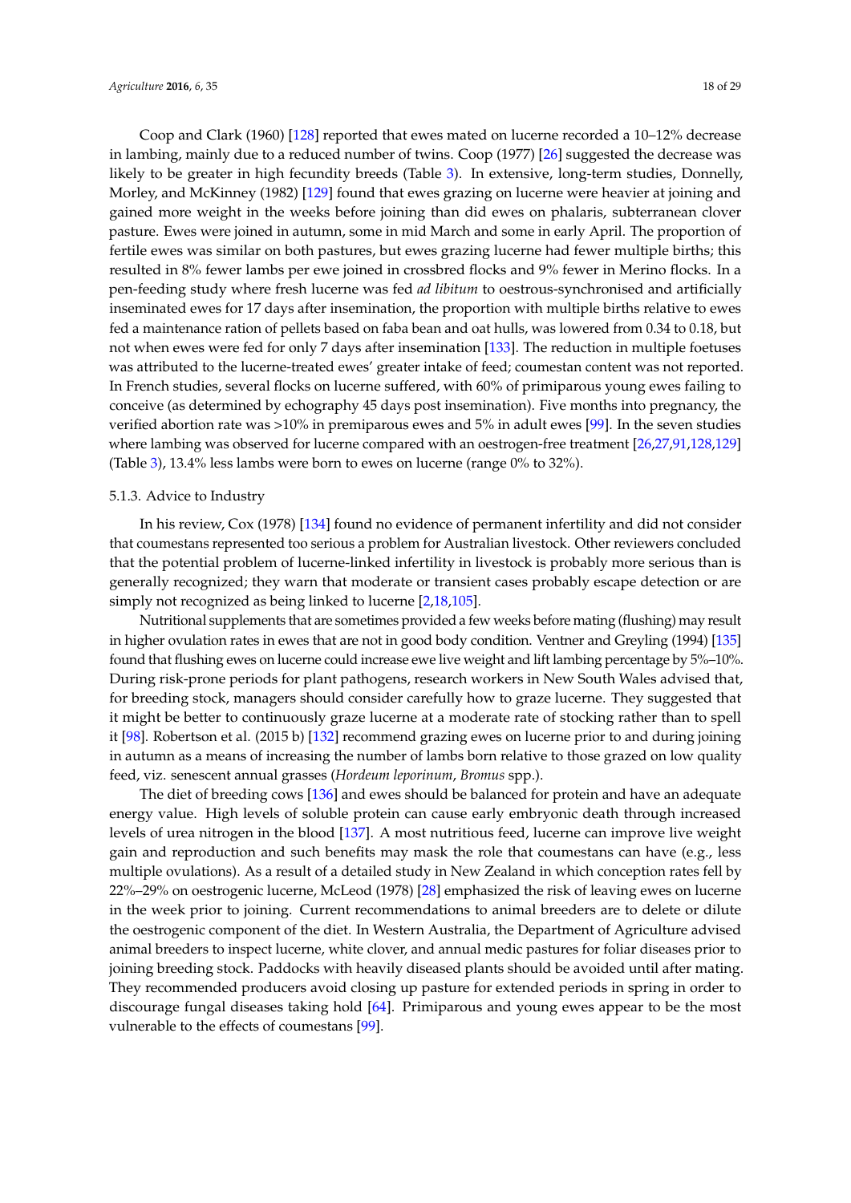Coop and Clark (1960) [128] reported that ewes mated on lucerne recorded a 10–12% decrease in lambing, mainly due to a reduced number of twins. Coop (1977) [26] suggested the decrease was likely to be greater in high fecundity breeds (Table 3). In extensive, long-term studies, Donnelly, Morley, and McKinney (1982) [129] found that ewes grazing on lucerne were heavier at joining and gained more weight in the weeks before joining than did ewes on phalaris, subterranean clover pasture. Ewes were joined in autumn, some in mid March and some in early April. The proportion of fertile ewes was similar on both pastures, but ewes grazing lucerne had fewer multiple births; this resulted in 8% fewer lambs per ewe joined in crossbred flocks and 9% fewer in Merino flocks. In a pen-feeding study where fresh lucerne was fed *ad libitum* to oestrous-synchronised and artificially inseminated ewes for 17 days after insemination, the proportion with multiple births relative to ewes fed a maintenance ration of pellets based on faba bean and oat hulls, was lowered from 0.34 to 0.18, but not when ewes were fed for only 7 days after insemination [133]. The reduction in multiple foetuses was attributed to the lucerne-treated ewes' greater intake of feed; coumestan content was not reported. In French studies, several flocks on lucerne suffered, with 60% of primiparous young ewes failing to conceive (as determined by echography 45 days post insemination). Five months into pregnancy, the verified abortion rate was >10% in premiparous ewes and 5% in adult ewes [99]. In the seven studies where lambing was observed for lucerne compared with an oestrogen-free treatment [26,27,91,128,129] (Table 3), 13.4% less lambs were born to ewes on lucerne (range 0% to 32%).

### 5.1.3. Advice to Industry

In his review, Cox (1978) [134] found no evidence of permanent infertility and did not consider that coumestans represented too serious a problem for Australian livestock. Other reviewers concluded that the potential problem of lucerne-linked infertility in livestock is probably more serious than is generally recognized; they warn that moderate or transient cases probably escape detection or are simply not recognized as being linked to lucerne [2,18,105].

Nutritional supplements that are sometimes provided a few weeks before mating (flushing) may result in higher ovulation rates in ewes that are not in good body condition. Ventner and Greyling (1994) [135] found that flushing ewes on lucerne could increase ewe live weight and lift lambing percentage by 5%–10%. During risk-prone periods for plant pathogens, research workers in New South Wales advised that, for breeding stock, managers should consider carefully how to graze lucerne. They suggested that it might be better to continuously graze lucerne at a moderate rate of stocking rather than to spell it [98]. Robertson et al. (2015 b) [132] recommend grazing ewes on lucerne prior to and during joining in autumn as a means of increasing the number of lambs born relative to those grazed on low quality feed, viz. senescent annual grasses (*Hordeum leporinum*, *Bromus* spp.).

The diet of breeding cows [136] and ewes should be balanced for protein and have an adequate energy value. High levels of soluble protein can cause early embryonic death through increased levels of urea nitrogen in the blood [137]. A most nutritious feed, lucerne can improve live weight gain and reproduction and such benefits may mask the role that coumestans can have (e.g., less multiple ovulations). As a result of a detailed study in New Zealand in which conception rates fell by 22%–29% on oestrogenic lucerne, McLeod (1978) [28] emphasized the risk of leaving ewes on lucerne in the week prior to joining. Current recommendations to animal breeders are to delete or dilute the oestrogenic component of the diet. In Western Australia, the Department of Agriculture advised animal breeders to inspect lucerne, white clover, and annual medic pastures for foliar diseases prior to joining breeding stock. Paddocks with heavily diseased plants should be avoided until after mating. They recommended producers avoid closing up pasture for extended periods in spring in order to discourage fungal diseases taking hold [64]. Primiparous and young ewes appear to be the most vulnerable to the effects of coumestans [99].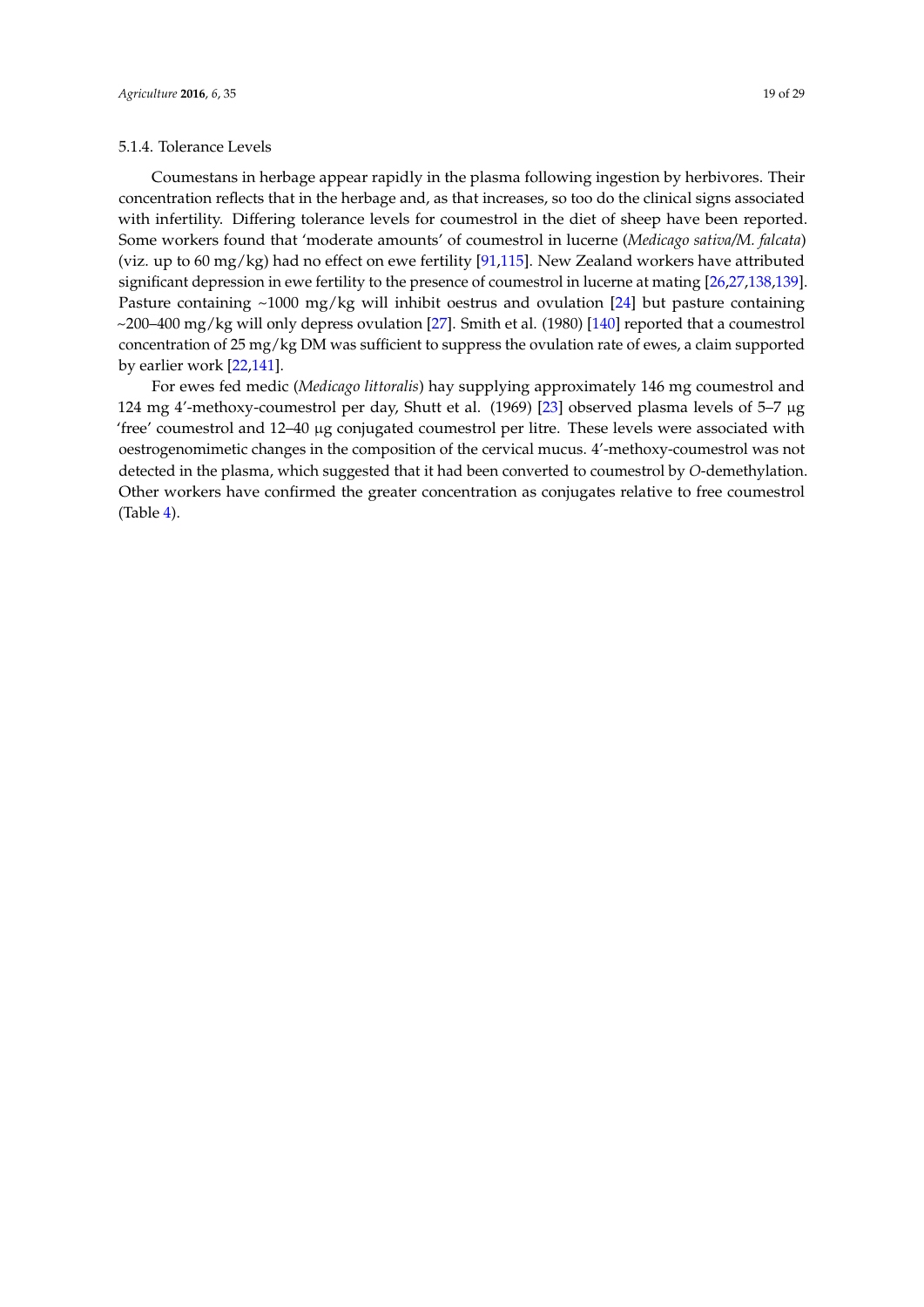#### 5.1.4. Tolerance Levels

Coumestans in herbage appear rapidly in the plasma following ingestion by herbivores. Their concentration reflects that in the herbage and, as that increases, so too do the clinical signs associated with infertility. Differing tolerance levels for coumestrol in the diet of sheep have been reported. Some workers found that 'moderate amounts' of coumestrol in lucerne (*Medicago sativa*/*M. falcata*) (viz. up to 60 mg/kg) had no effect on ewe fertility [91,115]. New Zealand workers have attributed significant depression in ewe fertility to the presence of coumestrol in lucerne at mating [26,27,138,139]. Pasture containing ~1000 mg/kg will inhibit oestrus and ovulation [24] but pasture containing ~200–400 mg/kg will only depress ovulation [27]. Smith et al. (1980) [140] reported that a coumestrol concentration of 25 mg/kg DM was sufficient to suppress the ovulation rate of ewes, a claim supported by earlier work [22,141].

For ewes fed medic (*Medicago littoralis*) hay supplying approximately 146 mg coumestrol and 124 mg 4′-methoxy-coumestrol per day, Shutt et al. (1969) [23] observed plasma levels of 5–7 μg 'free' coumestrol and 12–40 μg conjugated coumestrol per litre. These levels were associated with oestrogenomimetic changes in the composition of the cervical mucus. 4′-methoxy-coumestrol was not detected in the plasma, which suggested that it had been converted to coumestrol by *O*-demethylation. Other workers have confirmed the greater concentration as conjugates relative to free coumestrol (Table 4).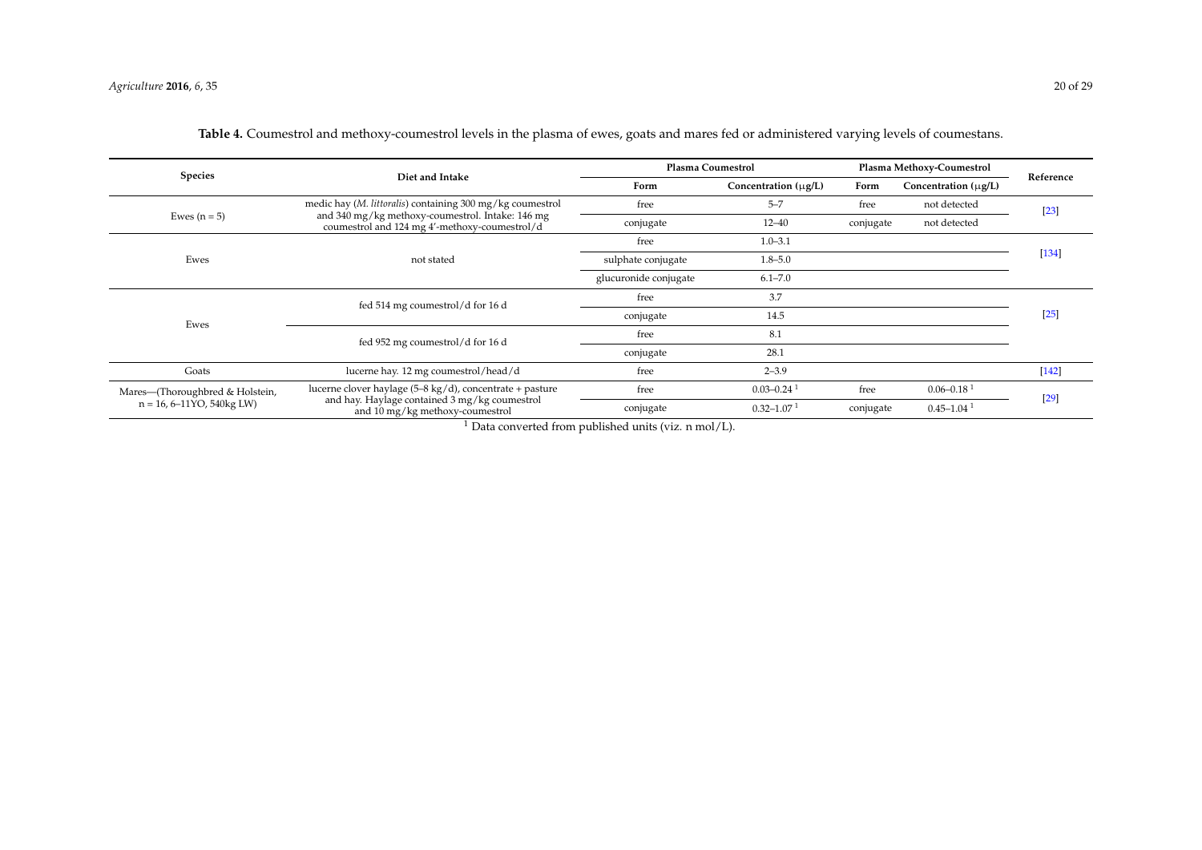**Table 4.** Coumestrol and methoxy-coumestrol levels in the plasma of ewes, goats and mares fed or administered varying levels of coumestans.

| Species | Diet and Intake | Plasma Coumestrol | | Plasma Methoxy-Coumestrol | | Reference |
|---|---|---|---|---|---|---|
| | | Form | Concentration (μg/L) | Form | Concentration (μg/L) | |
| Ewes (n = 5) | medic hay (*M. littoralis*) containing 300 mg/kg coumestrol and 340 mg/kg methoxy-coumestrol. Intake: 146 mg coumestrol and 124 mg 4′-methoxy-coumestrol/d | free | 5–7 | free | not detected | [23] |
| | | conjugate | 12–40 | conjugate | not detected | |
| Ewes | not stated | free | 1.0–3.1 | | | [134] |
| | | sulphate conjugate | 1.8–5.0 | | | |
| | | glucuronide conjugate | 6.1–7.0 | | | |
| Ewes | fed 514 mg coumestrol/d for 16 d | free | 3.7 | | | [25] |
| | | conjugate | 14.5 | | | |
| | fed 952 mg coumestrol/d for 16 d | free | 8.1 | | | |
| | | conjugate | 28.1 | | | |
| Goats | lucerne hay. 12 mg coumestrol/head/d | free | 2–3.9 | | | [142] |
| Mares—(Thoroughbred & Holstein, n = 16, 6–11YO, 540kg LW) | lucerne clover haylage (5–8 kg/d), concentrate + pasture and hay. Haylage contained 3 mg/kg coumestrol and 10 mg/kg methoxy-coumestrol | free | 0.03–0.24 [1] | free | 0.06–0.18 [1] | [29] |
| | | conjugate | 0.32–1.07 [1] | conjugate | 0.45–1.04 [1] | |

[1] Data converted from published units (viz. n mol/L).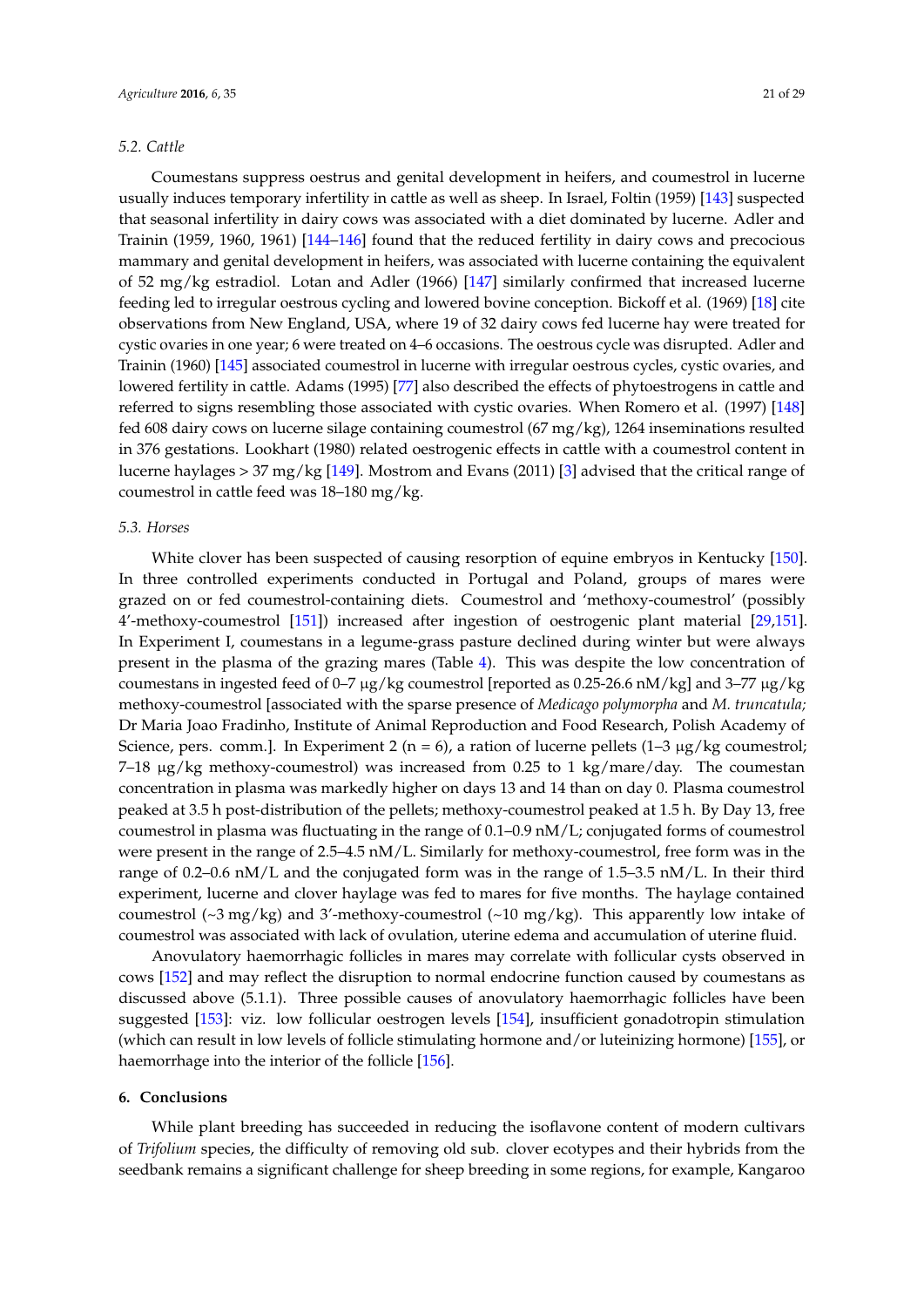### 5.2. Cattle

Coumestans suppress oestrus and genital development in heifers, and coumestrol in lucerne usually induces temporary infertility in cattle as well as sheep. In Israel, Foltin (1959) [143] suspected that seasonal infertility in dairy cows was associated with a diet dominated by lucerne. Adler and Trainin (1959, 1960, 1961) [144–146] found that the reduced fertility in dairy cows and precocious mammary and genital development in heifers, was associated with lucerne containing the equivalent of 52 mg/kg estradiol. Lotan and Adler (1966) [147] similarly confirmed that increased lucerne feeding led to irregular oestrous cycling and lowered bovine conception. Bickoff et al. (1969) [18] cite observations from New England, USA, where 19 of 32 dairy cows fed lucerne hay were treated for cystic ovaries in one year; 6 were treated on 4–6 occasions. The oestrous cycle was disrupted. Adler and Trainin (1960) [145] associated coumestrol in lucerne with irregular oestrous cycles, cystic ovaries, and lowered fertility in cattle. Adams (1995) [77] also described the effects of phytoestrogens in cattle and referred to signs resembling those associated with cystic ovaries. When Romero et al. (1997) [148] fed 608 dairy cows on lucerne silage containing coumestrol (67 mg/kg), 1264 inseminations resulted in 376 gestations. Lookhart (1980) related oestrogenic effects in cattle with a coumestrol content in lucerne haylages > 37 mg/kg [149]. Mostrom and Evans (2011) [3] advised that the critical range of coumestrol in cattle feed was 18–180 mg/kg.

### 5.3. Horses

White clover has been suspected of causing resorption of equine embryos in Kentucky [150]. In three controlled experiments conducted in Portugal and Poland, groups of mares were grazed on or fed coumestrol-containing diets. Coumestrol and 'methoxy-coumestrol' (possibly 4′-methoxy-coumestrol [151]) increased after ingestion of oestrogenic plant material [29,151]. In Experiment I, coumestans in a legume-grass pasture declined during winter but were always present in the plasma of the grazing mares (Table 4). This was despite the low concentration of coumestans in ingested feed of 0–7 μg/kg coumestrol [reported as 0.25-26.6 nM/kg] and 3–77 μg/kg methoxy-coumestrol [associated with the sparse presence of *Medicago polymorpha* and *M. truncatula;* Dr Maria Joao Fradinho, Institute of Animal Reproduction and Food Research, Polish Academy of Science, pers. comm.]. In Experiment 2 (n = 6), a ration of lucerne pellets (1–3 μg/kg coumestrol; 7–18 μg/kg methoxy-coumestrol) was increased from 0.25 to 1 kg/mare/day. The coumestan concentration in plasma was markedly higher on days 13 and 14 than on day 0. Plasma coumestrol peaked at 3.5 h post-distribution of the pellets; methoxy-coumestrol peaked at 1.5 h. By Day 13, free coumestrol in plasma was fluctuating in the range of 0.1–0.9 nM/L; conjugated forms of coumestrol were present in the range of 2.5–4.5 nM/L. Similarly for methoxy-coumestrol, free form was in the range of 0.2–0.6 nM/L and the conjugated form was in the range of 1.5–3.5 nM/L. In their third experiment, lucerne and clover haylage was fed to mares for five months. The haylage contained coumestrol (~3 mg/kg) and 3′-methoxy-coumestrol (~10 mg/kg). This apparently low intake of coumestrol was associated with lack of ovulation, uterine edema and accumulation of uterine fluid.

Anovulatory haemorrhagic follicles in mares may correlate with follicular cysts observed in cows [152] and may reflect the disruption to normal endocrine function caused by coumestans as discussed above (5.1.1). Three possible causes of anovulatory haemorrhagic follicles have been suggested [153]: viz. low follicular oestrogen levels [154], insufficient gonadotropin stimulation (which can result in low levels of follicle stimulating hormone and/or luteinizing hormone) [155], or haemorrhage into the interior of the follicle [156].

## 6. Conclusions

While plant breeding has succeeded in reducing the isoflavone content of modern cultivars of *Trifolium* species, the difficulty of removing old sub. clover ecotypes and their hybrids from the seedbank remains a significant challenge for sheep breeding in some regions, for example, Kangaroo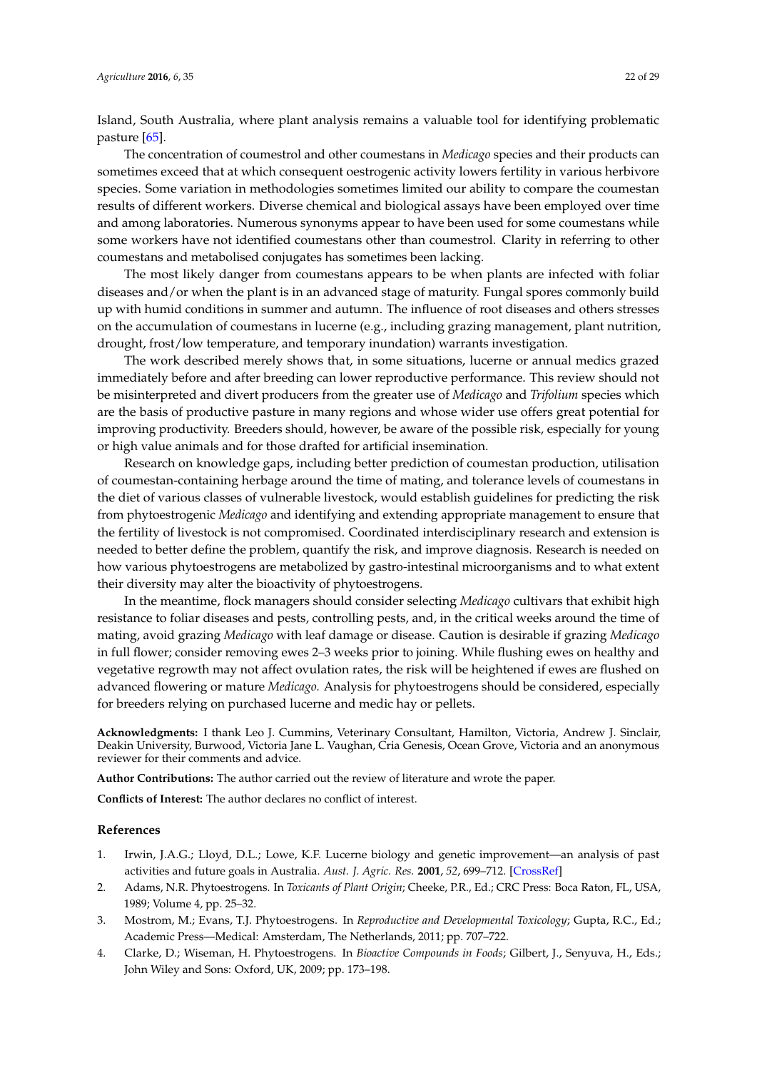Island, South Australia, where plant analysis remains a valuable tool for identifying problematic pasture [65].

The concentration of coumestrol and other coumestans in *Medicago* species and their products can sometimes exceed that at which consequent oestrogenic activity lowers fertility in various herbivore species. Some variation in methodologies sometimes limited our ability to compare the coumestan results of different workers. Diverse chemical and biological assays have been employed over time and among laboratories. Numerous synonyms appear to have been used for some coumestans while some workers have not identified coumestans other than coumestrol. Clarity in referring to other coumestans and metabolised conjugates has sometimes been lacking.

The most likely danger from coumestans appears to be when plants are infected with foliar diseases and/or when the plant is in an advanced stage of maturity. Fungal spores commonly build up with humid conditions in summer and autumn. The influence of root diseases and others stresses on the accumulation of coumestans in lucerne (e.g., including grazing management, plant nutrition, drought, frost/low temperature, and temporary inundation) warrants investigation.

The work described merely shows that, in some situations, lucerne or annual medics grazed immediately before and after breeding can lower reproductive performance. This review should not be misinterpreted and divert producers from the greater use of *Medicago* and *Trifolium* species which are the basis of productive pasture in many regions and whose wider use offers great potential for improving productivity. Breeders should, however, be aware of the possible risk, especially for young or high value animals and for those drafted for artificial insemination.

Research on knowledge gaps, including better prediction of coumestan production, utilisation of coumestan-containing herbage around the time of mating, and tolerance levels of coumestans in the diet of various classes of vulnerable livestock, would establish guidelines for predicting the risk from phytoestrogenic *Medicago* and identifying and extending appropriate management to ensure that the fertility of livestock is not compromised. Coordinated interdisciplinary research and extension is needed to better define the problem, quantify the risk, and improve diagnosis. Research is needed on how various phytoestrogens are metabolized by gastro-intestinal microorganisms and to what extent their diversity may alter the bioactivity of phytoestrogens.

In the meantime, flock managers should consider selecting *Medicago* cultivars that exhibit high resistance to foliar diseases and pests, controlling pests, and, in the critical weeks around the time of mating, avoid grazing *Medicago* with leaf damage or disease. Caution is desirable if grazing *Medicago* in full flower; consider removing ewes 2–3 weeks prior to joining. While flushing ewes on healthy and vegetative regrowth may not affect ovulation rates, the risk will be heightened if ewes are flushed on advanced flowering or mature *Medicago.* Analysis for phytoestrogens should be considered, especially for breeders relying on purchased lucerne and medic hay or pellets.

**Acknowledgments:** I thank Leo J. Cummins, Veterinary Consultant, Hamilton, Victoria, Andrew J. Sinclair, Deakin University, Burwood, Victoria Jane L. Vaughan, Cria Genesis, Ocean Grove, Victoria and an anonymous reviewer for their comments and advice.

**Author Contributions:** The author carried out the review of literature and wrote the paper.

**Conflicts of Interest:** The author declares no conflict of interest.

## References

1. Irwin, J.A.G.; Lloyd, D.L.; Lowe, K.F. Lucerne biology and genetic improvement—an analysis of past activities and future goals in Australia. *Aust. J. Agric. Res.* **2001**, *52*, 699–712. [CrossRef]
2. Adams, N.R. Phytoestrogens. In *Toxicants of Plant Origin*; Cheeke, P.R., Ed.; CRC Press: Boca Raton, FL, USA, 1989; Volume 4, pp. 25–32.
3. Mostrom, M.; Evans, T.J. Phytoestrogens. In *Reproductive and Developmental Toxicology*; Gupta, R.C., Ed.; Academic Press—Medical: Amsterdam, The Netherlands, 2011; pp. 707–722.
4. Clarke, D.; Wiseman, H. Phytoestrogens. In *Bioactive Compounds in Foods*; Gilbert, J., Senyuva, H., Eds.; John Wiley and Sons: Oxford, UK, 2009; pp. 173–198.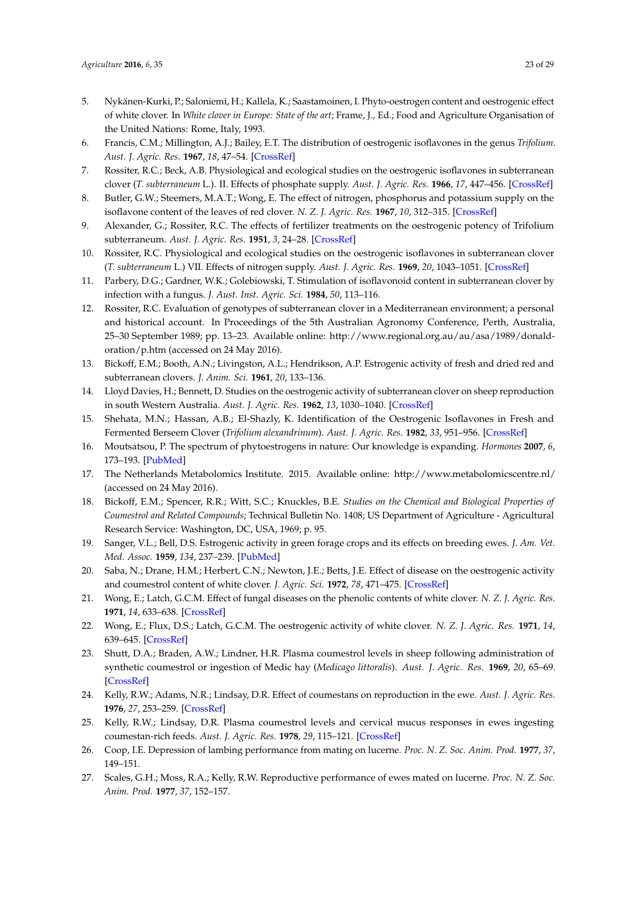5. Nykänen-Kurki, P.; Saloniemi, H.; Kallela, K.; Saastamoinen, I. Phyto-oestrogen content and oestrogenic effect of white clover. In *White clover in Europe: State of the art*; Frame, J., Ed.; Food and Agriculture Organisation of the United Nations: Rome, Italy, 1993.
6. Francis, C.M.; Millington, A.J.; Bailey, E.T. The distribution of oestrogenic isoflavones in the genus *Trifolium*. *Aust. J. Agric. Res.* **1967**, *18*, 47–54. [CrossRef]
7. Rossiter, R.C.; Beck, A.B. Physiological and ecological studies on the oestrogenic isoflavones in subterranean clover (*T. subterraneum* L.). II. Effects of phosphate supply. *Aust. J. Agric. Res.* **1966**, *17*, 447–456. [CrossRef]
8. Butler, G.W.; Steemers, M.A.T.; Wong, E. The effect of nitrogen, phosphorus and potassium supply on the isoflavone content of the leaves of red clover. *N. Z. J. Agric. Res.* **1967**, *10*, 312–315. [CrossRef]
9. Alexander, G.; Rossiter, R.C. The effects of fertilizer treatments on the oestrogenic potency of Trifolium subterraneum. *Aust. J. Agric. Res.* **1951**, *3*, 24–28. [CrossRef]
10. Rossiter, R.C. Physiological and ecological studies on the oestrogenic isoflavones in subterranean clover (*T. subterraneum* L.) VII. Effects of nitrogen supply. *Aust. J. Agric. Res.* **1969**, *20*, 1043–1051. [CrossRef]
11. Parbery, D.G.; Gardner, W.K.; Golebiowski, T. Stimulation of isoflavonoid content in subterranean clover by infection with a fungus. *J. Aust. Inst. Agric. Sci.* **1984**, *50*, 113–116.
12. Rossiter, R.C. Evaluation of genotypes of subterranean clover in a Mediterranean environment; a personal and historical account. In Proceedings of the 5th Australian Agronomy Conference, Perth, Australia, 25–30 September 1989; pp. 13–23. Available online: http://www.regional.org.au/au/asa/1989/donald-oration/p.htm (accessed on 24 May 2016).
13. Bickoff, E.M.; Booth, A.N.; Livingston, A.L.; Hendrikson, A.P. Estrogenic activity of fresh and dried red and subterranean clovers. *J. Anim. Sci.* **1961**, *20*, 133–136.
14. Lloyd Davies, H.; Bennett, D. Studies on the oestrogenic activity of subterranean clover on sheep reproduction in south Western Australia. *Aust. J. Agric. Res.* **1962**, *13*, 1030–1040. [CrossRef]
15. Shehata, M.N.; Hassan, A.B.; El-Shazly, K. Identification of the Oestrogenic Isoflavones in Fresh and Fermented Berseem Clover (*Trifolium alexandrinum*). *Aust. J. Agric. Res.* **1982**, *33*, 951–956. [CrossRef]
16. Moutsatsou, P. The spectrum of phytoestrogens in nature: Our knowledge is expanding. *Hormones* **2007**, *6*, 173–193. [PubMed]
17. The Netherlands Metabolomics Institute. 2015. Available online: http://www.metabolomicscentre.nl/ (accessed on 24 May 2016).
18. Bickoff, E.M.; Spencer, R.R.; Witt, S.C.; Knuckles, B.E. *Studies on the Chemical and Biological Properties of Coumestrol and Related Compounds*; Technical Bulletin No. 1408; US Department of Agriculture - Agricultural Research Service: Washington, DC, USA, 1969; p. 95.
19. Sanger, V.L.; Bell, D.S. Estrogenic activity in green forage crops and its effects on breeding ewes. *J. Am. Vet. Med. Assoc.* **1959**, *134*, 237–239. [PubMed]
20. Saba, N.; Drane, H.M.; Herbert, C.N.; Newton, J.E.; Betts, J.E. Effect of disease on the oestrogenic activity and coumestrol content of white clover. *J. Agric. Sci.* **1972**, *78*, 471–475. [CrossRef]
21. Wong, E.; Latch, G.C.M. Effect of fungal diseases on the phenolic contents of white clover. *N. Z. J. Agric. Res.* **1971**, *14*, 633–638. [CrossRef]
22. Wong, E.; Flux, D.S.; Latch, G.C.M. The oestrogenic activity of white clover. *N. Z. J. Agric. Res.* **1971**, *14*, 639–645. [CrossRef]
23. Shutt, D.A.; Braden, A.W.; Lindner, H.R. Plasma coumestrol levels in sheep following administration of synthetic coumestrol or ingestion of Medic hay (*Medicago littoralis*). *Aust. J. Agric. Res.* **1969**, *20*, 65–69. [CrossRef]
24. Kelly, R.W.; Adams, N.R.; Lindsay, D.R. Effect of coumestans on reproduction in the ewe. *Aust. J. Agric. Res.* **1976**, *27*, 253–259. [CrossRef]
25. Kelly, R.W.; Lindsay, D.R. Plasma coumestrol levels and cervical mucus responses in ewes ingesting coumestan-rich feeds. *Aust. J. Agric. Res.* **1978**, *29*, 115–121. [CrossRef]
26. Coop, I.E. Depression of lambing performance from mating on lucerne. *Proc. N. Z. Soc. Anim. Prod.* **1977**, *37*, 149–151.
27. Scales, G.H.; Moss, R.A.; Kelly, R.W. Reproductive performance of ewes mated on lucerne. *Proc. N. Z. Soc. Anim. Prod.* **1977**, *37*, 152–157.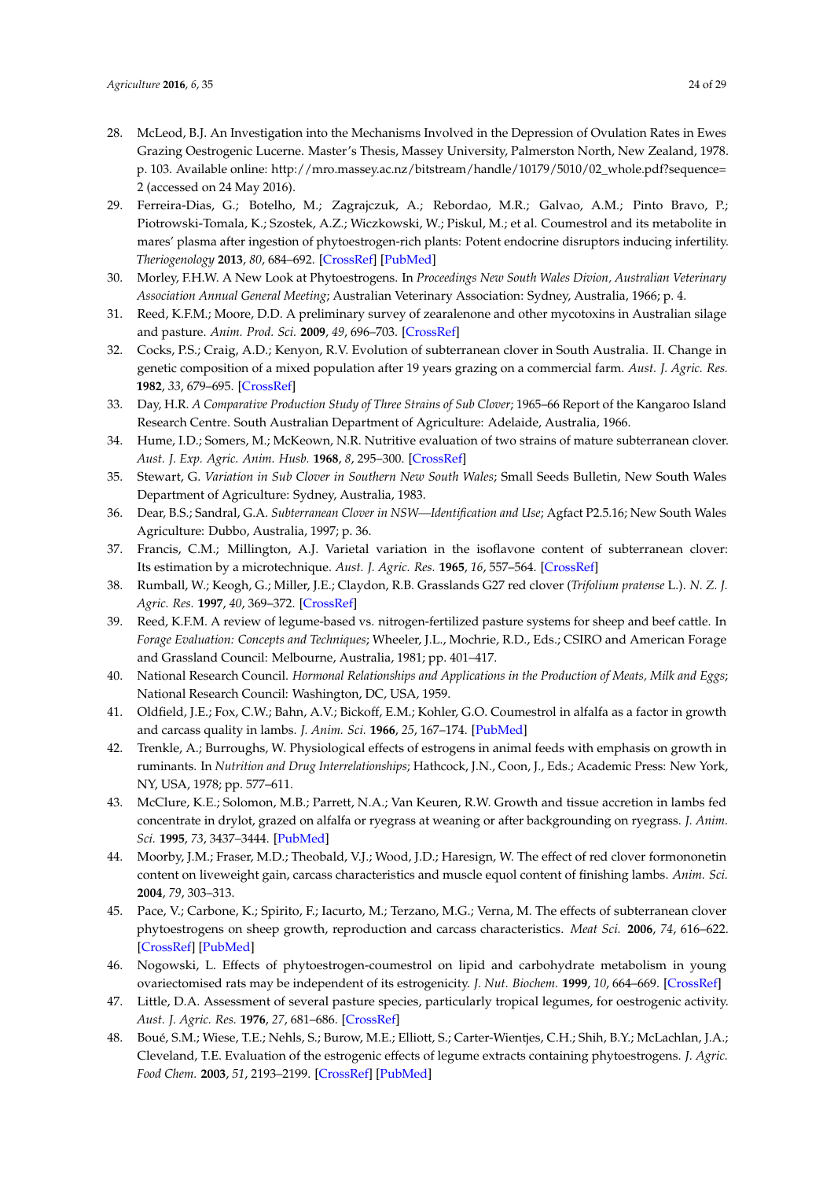28. McLeod, B.J. An Investigation into the Mechanisms Involved in the Depression of Ovulation Rates in Ewes Grazing Oestrogenic Lucerne. Master's Thesis, Massey University, Palmerston North, New Zealand, 1978. p. 103. Available online: http://mro.massey.ac.nz/bitstream/handle/10179/5010/02_whole.pdf?sequence=2 (accessed on 24 May 2016).
29. Ferreira-Dias, G.; Botelho, M.; Zagrajczuk, A.; Rebordao, M.R.; Galvao, A.M.; Pinto Bravo, P.; Piotrowski-Tomala, K.; Szostek, A.Z.; Wiczkowski, W.; Piskul, M.; et al. Coumestrol and its metabolite in mares' plasma after ingestion of phytoestrogen-rich plants: Potent endocrine disruptors inducing infertility. *Theriogenology* **2013**, *80*, 684–692. [CrossRef] [PubMed]
30. Morley, F.H.W. A New Look at Phytoestrogens. In *Proceedings New South Wales Divion, Australian Veterinary Association Annual General Meeting*; Australian Veterinary Association: Sydney, Australia, 1966; p. 4.
31. Reed, K.F.M.; Moore, D.D. A preliminary survey of zearalenone and other mycotoxins in Australian silage and pasture. *Anim. Prod. Sci.* **2009**, *49*, 696–703. [CrossRef]
32. Cocks, P.S.; Craig, A.D.; Kenyon, R.V. Evolution of subterranean clover in South Australia. II. Change in genetic composition of a mixed population after 19 years grazing on a commercial farm. *Aust. J. Agric. Res.* **1982**, *33*, 679–695. [CrossRef]
33. Day, H.R. *A Comparative Production Study of Three Strains of Sub Clover*; 1965–66 Report of the Kangaroo Island Research Centre. South Australian Department of Agriculture: Adelaide, Australia, 1966.
34. Hume, I.D.; Somers, M.; McKeown, N.R. Nutritive evaluation of two strains of mature subterranean clover. *Aust. J. Exp. Agric. Anim. Husb.* **1968**, *8*, 295–300. [CrossRef]
35. Stewart, G. *Variation in Sub Clover in Southern New South Wales*; Small Seeds Bulletin, New South Wales Department of Agriculture: Sydney, Australia, 1983.
36. Dear, B.S.; Sandral, G.A. *Subterranean Clover in NSW—Identification and Use*; Agfact P2.5.16; New South Wales Agriculture: Dubbo, Australia, 1997; p. 36.
37. Francis, C.M.; Millington, A.J. Varietal variation in the isoflavone content of subterranean clover: Its estimation by a microtechnique. *Aust. J. Agric. Res.* **1965**, *16*, 557–564. [CrossRef]
38. Rumball, W.; Keogh, G.; Miller, J.E.; Claydon, R.B. Grasslands G27 red clover (*Trifolium pratense* L.). *N. Z. J. Agric. Res.* **1997**, *40*, 369–372. [CrossRef]
39. Reed, K.F.M. A review of legume-based vs. nitrogen-fertilized pasture systems for sheep and beef cattle. In *Forage Evaluation: Concepts and Techniques*; Wheeler, J.L., Mochrie, R.D., Eds.; CSIRO and American Forage and Grassland Council: Melbourne, Australia, 1981; pp. 401–417.
40. National Research Council. *Hormonal Relationships and Applications in the Production of Meats, Milk and Eggs*; National Research Council: Washington, DC, USA, 1959.
41. Oldfield, J.E.; Fox, C.W.; Bahn, A.V.; Bickoff, E.M.; Kohler, G.O. Coumestrol in alfalfa as a factor in growth and carcass quality in lambs. *J. Anim. Sci.* **1966**, *25*, 167–174. [PubMed]
42. Trenkle, A.; Burroughs, W. Physiological effects of estrogens in animal feeds with emphasis on growth in ruminants. In *Nutrition and Drug Interrelationships*; Hathcock, J.N., Coon, J., Eds.; Academic Press: New York, NY, USA, 1978; pp. 577–611.
43. McClure, K.E.; Solomon, M.B.; Parrett, N.A.; Van Keuren, R.W. Growth and tissue accretion in lambs fed concentrate in drylot, grazed on alfalfa or ryegrass at weaning or after backgrounding on ryegrass. *J. Anim. Sci.* **1995**, *73*, 3437–3444. [PubMed]
44. Moorby, J.M.; Fraser, M.D.; Theobald, V.J.; Wood, J.D.; Haresign, W. The effect of red clover formononetin content on liveweight gain, carcass characteristics and muscle equol content of finishing lambs. *Anim. Sci.* **2004**, *79*, 303–313.
45. Pace, V.; Carbone, K.; Spirito, F.; Iacurto, M.; Terzano, M.G.; Verna, M. The effects of subterranean clover phytoestrogens on sheep growth, reproduction and carcass characteristics. *Meat Sci.* **2006**, *74*, 616–622. [CrossRef] [PubMed]
46. Nogowski, L. Effects of phytoestrogen-coumestrol on lipid and carbohydrate metabolism in young ovariectomised rats may be independent of its estrogenicity. *J. Nut. Biochem.* **1999**, *10*, 664–669. [CrossRef]
47. Little, D.A. Assessment of several pasture species, particularly tropical legumes, for oestrogenic activity. *Aust. J. Agric. Res.* **1976**, *27*, 681–686. [CrossRef]
48. Boué, S.M.; Wiese, T.E.; Nehls, S.; Burow, M.E.; Elliott, S.; Carter-Wientjes, C.H.; Shih, B.Y.; McLachlan, J.A.; Cleveland, T.E. Evaluation of the estrogenic effects of legume extracts containing phytoestrogens. *J. Agric. Food Chem.* **2003**, *51*, 2193–2199. [CrossRef] [PubMed]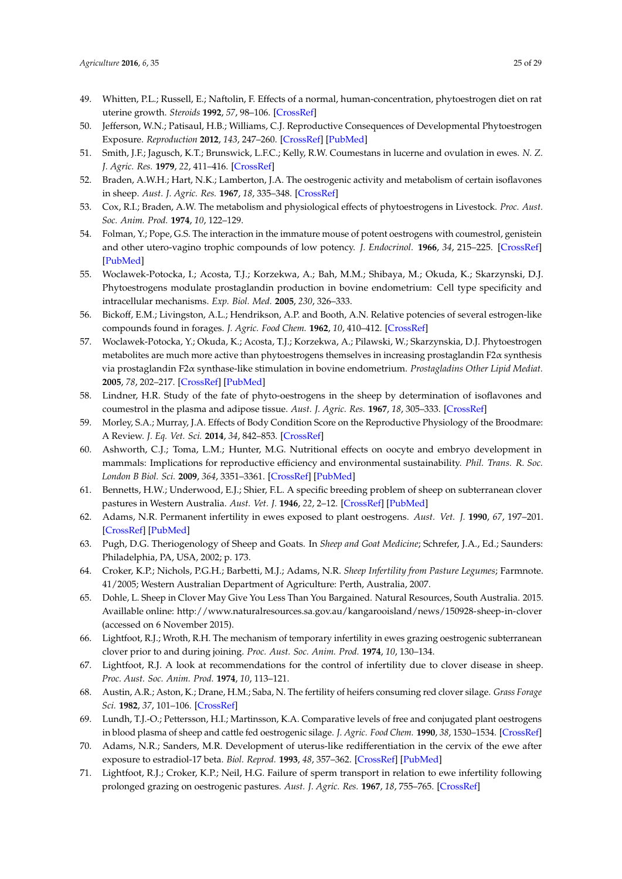49. Whitten, P.L.; Russell, E.; Naftolin, F. Effects of a normal, human-concentration, phytoestrogen diet on rat uterine growth. *Steroids* **1992**, *57*, 98–106. [CrossRef]
50. Jefferson, W.N.; Patisaul, H.B.; Williams, C.J. Reproductive Consequences of Developmental Phytoestrogen Exposure. *Reproduction* **2012**, *143*, 247–260. [CrossRef] [PubMed]
51. Smith, J.F.; Jagusch, K.T.; Brunswick, L.F.C.; Kelly, R.W. Coumestans in lucerne and ovulation in ewes. *N. Z. J. Agric. Res.* **1979**, *22*, 411–416. [CrossRef]
52. Braden, A.W.H.; Hart, N.K.; Lamberton, J.A. The oestrogenic activity and metabolism of certain isoflavones in sheep. *Aust. J. Agric. Res.* **1967**, *18*, 335–348. [CrossRef]
53. Cox, R.I.; Braden, A.W. The metabolism and physiological effects of phytoestrogens in Livestock. *Proc. Aust. Soc. Anim. Prod.* **1974**, *10*, 122–129.
54. Folman, Y.; Pope, G.S. The interaction in the immature mouse of potent oestrogens with coumestrol, genistein and other utero-vagino trophic compounds of low potency. *J. Endocrinol.* **1966**, *34*, 215–225. [CrossRef] [PubMed]
55. Woclawek-Potocka, I.; Acosta, T.J.; Korzekwa, A.; Bah, M.M.; Shibaya, M.; Okuda, K.; Skarzynski, D.J. Phytoestrogens modulate prostaglandin production in bovine endometrium: Cell type specificity and intracellular mechanisms. *Exp. Biol. Med.* **2005**, *230*, 326–333.
56. Bickoff, E.M.; Livingston, A.L.; Hendrikson, A.P. and Booth, A.N. Relative potencies of several estrogen-like compounds found in forages. *J. Agric. Food Chem.* **1962**, *10*, 410–412. [CrossRef]
57. Woclawek-Potocka, Y.; Okuda, K.; Acosta, T.J.; Korzekwa, A.; Pilawski, W.; Skarzynskia, D.J. Phytoestrogen metabolites are much more active than phytoestrogens themselves in increasing prostaglandin F2α synthesis via prostaglandin F2α synthase-like stimulation in bovine endometrium. *Prostagladins Other Lipid Mediat.* **2005**, *78*, 202–217. [CrossRef] [PubMed]
58. Lindner, H.R. Study of the fate of phyto-oestrogens in the sheep by determination of isoflavones and coumestrol in the plasma and adipose tissue. *Aust. J. Agric. Res.* **1967**, *18*, 305–333. [CrossRef]
59. Morley, S.A.; Murray, J.A. Effects of Body Condition Score on the Reproductive Physiology of the Broodmare: A Review. *J. Eq. Vet. Sci.* **2014**, *34*, 842–853. [CrossRef]
60. Ashworth, C.J.; Toma, L.M.; Hunter, M.G. Nutritional effects on oocyte and embryo development in mammals: Implications for reproductive efficiency and environmental sustainability. *Phil. Trans. R. Soc. London B Biol. Sci.* **2009**, *364*, 3351–3361. [CrossRef] [PubMed]
61. Bennetts, H.W.; Underwood, E.J.; Shier, F.L. A specific breeding problem of sheep on subterranean clover pastures in Western Australia. *Aust. Vet. J.* **1946**, *22*, 2–12. [CrossRef] [PubMed]
62. Adams, N.R. Permanent infertility in ewes exposed to plant oestrogens. *Aust. Vet. J.* **1990**, *67*, 197–201. [CrossRef] [PubMed]
63. Pugh, D.G. Theriogenology of Sheep and Goats. In *Sheep and Goat Medicine*; Schrefer, J.A., Ed.; Saunders: Philadelphia, PA, USA, 2002; p. 173.
64. Croker, K.P.; Nichols, P.G.H.; Barbetti, M.J.; Adams, N.R. *Sheep Infertility from Pasture Legumes*; Farmnote. 41/2005; Western Australian Department of Agriculture: Perth, Australia, 2007.
65. Dohle, L. Sheep in Clover May Give You Less Than You Bargained. Natural Resources, South Australia. 2015. Availlable online: http://www.naturalresources.sa.gov.au/kangarooisland/news/150928-sheep-in-clover (accessed on 6 November 2015).
66. Lightfoot, R.J.; Wroth, R.H. The mechanism of temporary infertility in ewes grazing oestrogenic subterranean clover prior to and during joining. *Proc. Aust. Soc. Anim. Prod.* **1974**, *10*, 130–134.
67. Lightfoot, R.J. A look at recommendations for the control of infertility due to clover disease in sheep. *Proc. Aust. Soc. Anim. Prod.* **1974**, *10*, 113–121.
68. Austin, A.R.; Aston, K.; Drane, H.M.; Saba, N. The fertility of heifers consuming red clover silage. *Grass Forage Sci.* **1982**, *37*, 101–106. [CrossRef]
69. Lundh, T.J.-O.; Pettersson, H.I.; Martinsson, K.A. Comparative levels of free and conjugated plant oestrogens in blood plasma of sheep and cattle fed oestrogenic silage. *J. Agric. Food Chem.* **1990**, *38*, 1530–1534. [CrossRef]
70. Adams, N.R.; Sanders, M.R. Development of uterus-like redifferentiation in the cervix of the ewe after exposure to estradiol-17 beta. *Biol. Reprod.* **1993**, *48*, 357–362. [CrossRef] [PubMed]
71. Lightfoot, R.J.; Croker, K.P.; Neil, H.G. Failure of sperm transport in relation to ewe infertility following prolonged grazing on oestrogenic pastures. *Aust. J. Agric. Res.* **1967**, *18*, 755–765. [CrossRef]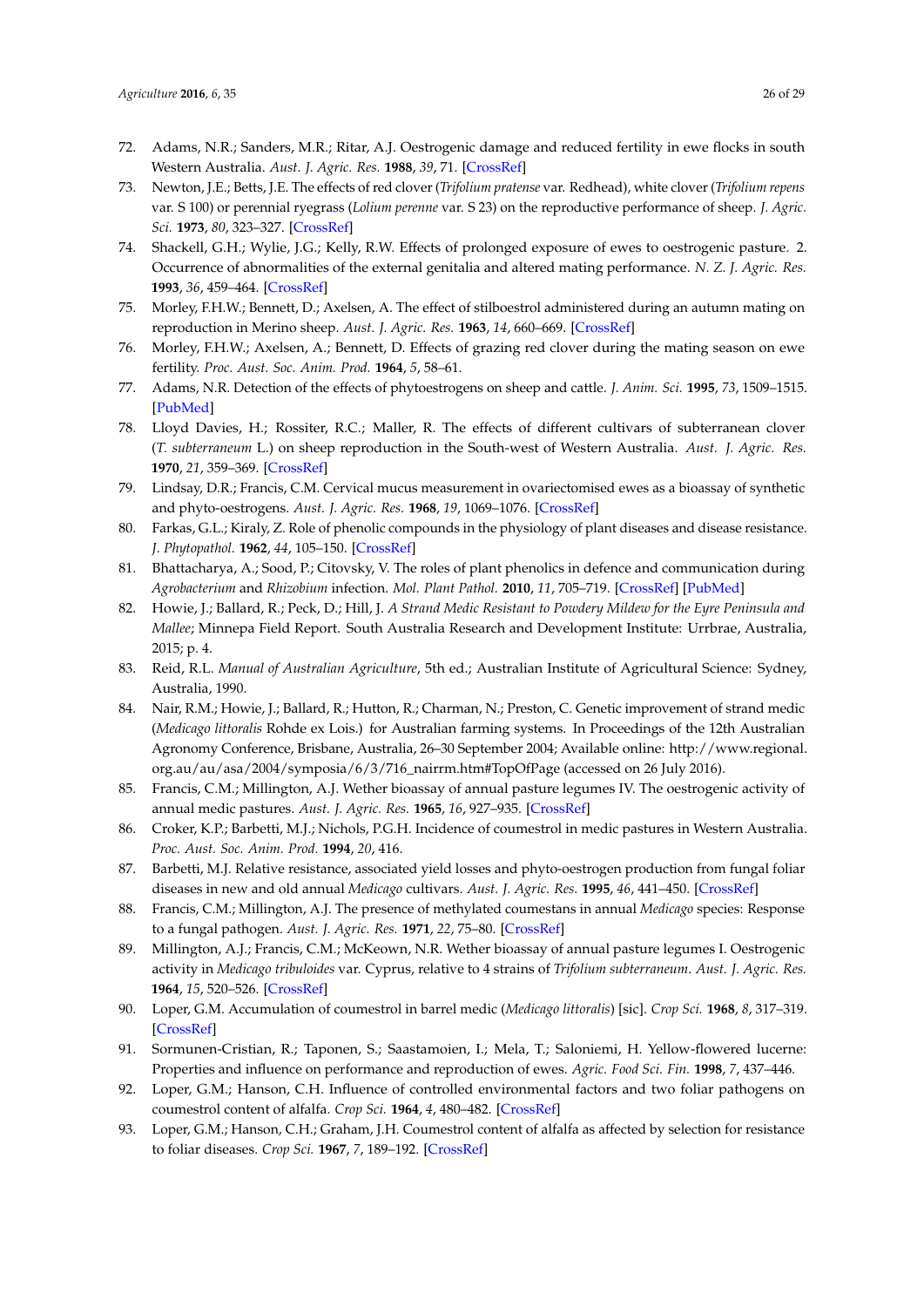72. Adams, N.R.; Sanders, M.R.; Ritar, A.J. Oestrogenic damage and reduced fertility in ewe flocks in south Western Australia. *Aust. J. Agric. Res.* **1988**, *39*, 71. [CrossRef]
73. Newton, J.E.; Betts, J.E. The effects of red clover (*Trifolium pratense* var. Redhead), white clover (*Trifolium repens* var. S 100) or perennial ryegrass (*Lolium perenne* var. S 23) on the reproductive performance of sheep. *J. Agric. Sci.* **1973**, *80*, 323–327. [CrossRef]
74. Shackell, G.H.; Wylie, J.G.; Kelly, R.W. Effects of prolonged exposure of ewes to oestrogenic pasture. 2. Occurrence of abnormalities of the external genitalia and altered mating performance. *N. Z. J. Agric. Res.* **1993**, *36*, 459–464. [CrossRef]
75. Morley, F.H.W.; Bennett, D.; Axelsen, A. The effect of stilboestrol administered during an autumn mating on reproduction in Merino sheep. *Aust. J. Agric. Res.* **1963**, *14*, 660–669. [CrossRef]
76. Morley, F.H.W.; Axelsen, A.; Bennett, D. Effects of grazing red clover during the mating season on ewe fertility. *Proc. Aust. Soc. Anim. Prod.* **1964**, *5*, 58–61.
77. Adams, N.R. Detection of the effects of phytoestrogens on sheep and cattle. *J. Anim. Sci.* **1995**, *73*, 1509–1515. [PubMed]
78. Lloyd Davies, H.; Rossiter, R.C.; Maller, R. The effects of different cultivars of subterranean clover (*T. subterraneum* L.) on sheep reproduction in the South-west of Western Australia. *Aust. J. Agric. Res.* **1970**, *21*, 359–369. [CrossRef]
79. Lindsay, D.R.; Francis, C.M. Cervical mucus measurement in ovariectomised ewes as a bioassay of synthetic and phyto-oestrogens. *Aust. J. Agric. Res.* **1968**, *19*, 1069–1076. [CrossRef]
80. Farkas, G.L.; Kiraly, Z. Role of phenolic compounds in the physiology of plant diseases and disease resistance. *J. Phytopathol.* **1962**, *44*, 105–150. [CrossRef]
81. Bhattacharya, A.; Sood, P.; Citovsky, V. The roles of plant phenolics in defence and communication during *Agrobacterium* and *Rhizobium* infection. *Mol. Plant Pathol.* **2010**, *11*, 705–719. [CrossRef] [PubMed]
82. Howie, J.; Ballard, R.; Peck, D.; Hill, J. *A Strand Medic Resistant to Powdery Mildew for the Eyre Peninsula and Mallee*; Minnepa Field Report. South Australia Research and Development Institute: Urrbrae, Australia, 2015; p. 4.
83. Reid, R.L. *Manual of Australian Agriculture*, 5th ed.; Australian Institute of Agricultural Science: Sydney, Australia, 1990.
84. Nair, R.M.; Howie, J.; Ballard, R.; Hutton, R.; Charman, N.; Preston, C. Genetic improvement of strand medic (*Medicago littoralis* Rohde ex Lois.) for Australian farming systems. In Proceedings of the 12th Australian Agronomy Conference, Brisbane, Australia, 26–30 September 2004; Available online: http://www.regional.org.au/au/asa/2004/symposia/6/3/716_nairrm.htm#TopOfPage (accessed on 26 July 2016).
85. Francis, C.M.; Millington, A.J. Wether bioassay of annual pasture legumes IV. The oestrogenic activity of annual medic pastures. *Aust. J. Agric. Res.* **1965**, *16*, 927–935. [CrossRef]
86. Croker, K.P.; Barbetti, M.J.; Nichols, P.G.H. Incidence of coumestrol in medic pastures in Western Australia. *Proc. Aust. Soc. Anim. Prod.* **1994**, *20*, 416.
87. Barbetti, M.J. Relative resistance, associated yield losses and phyto-oestrogen production from fungal foliar diseases in new and old annual *Medicago* cultivars. *Aust. J. Agric. Res.* **1995**, *46*, 441–450. [CrossRef]
88. Francis, C.M.; Millington, A.J. The presence of methylated coumestans in annual *Medicago* species: Response to a fungal pathogen. *Aust. J. Agric. Res.* **1971**, *22*, 75–80. [CrossRef]
89. Millington, A.J.; Francis, C.M.; McKeown, N.R. Wether bioassay of annual pasture legumes I. Oestrogenic activity in *Medicago tribuloides* var. Cyprus, relative to 4 strains of *Trifolium subterraneum*. *Aust. J. Agric. Res.* **1964**, *15*, 520–526. [CrossRef]
90. Loper, G.M. Accumulation of coumestrol in barrel medic (*Medicago littoralis*) [sic]. *Crop Sci.* **1968**, *8*, 317–319. [CrossRef]
91. Sormunen-Cristian, R.; Taponen, S.; Saastamoien, I.; Mela, T.; Saloniemi, H. Yellow-flowered lucerne: Properties and influence on performance and reproduction of ewes. *Agric. Food Sci. Fin.* **1998**, *7*, 437–446.
92. Loper, G.M.; Hanson, C.H. Influence of controlled environmental factors and two foliar pathogens on coumestrol content of alfalfa. *Crop Sci.* **1964**, *4*, 480–482. [CrossRef]
93. Loper, G.M.; Hanson, C.H.; Graham, J.H. Coumestrol content of alfalfa as affected by selection for resistance to foliar diseases. *Crop Sci.* **1967**, *7*, 189–192. [CrossRef]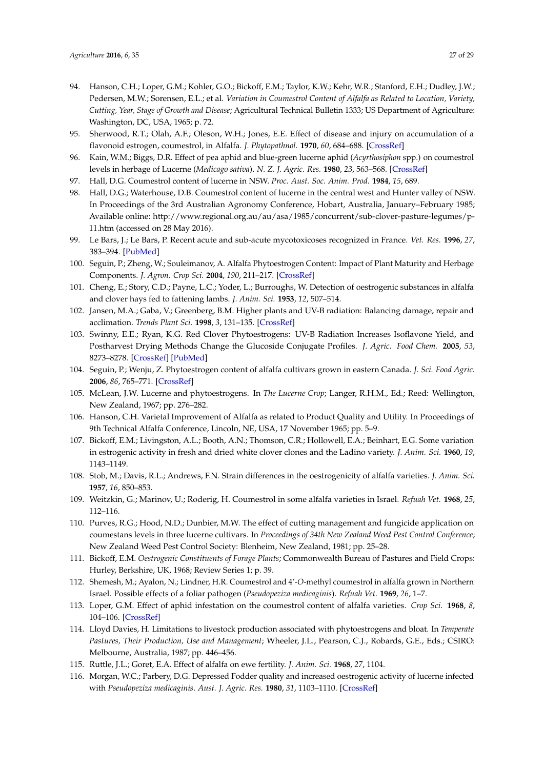94. Hanson, C.H.; Loper, G.M.; Kohler, G.O.; Bickoff, E.M.; Taylor, K.W.; Kehr, W.R.; Stanford, E.H.; Dudley, J.W.; Pedersen, M.W.; Sorensen, E.L.; et al. *Variation in Coumestrol Content of Alfalfa as Related to Location, Variety, Cutting, Year, Stage of Growth and Disease*; Agricultural Technical Bulletin 1333; US Department of Agriculture: Washington, DC, USA, 1965; p. 72.
95. Sherwood, R.T.; Olah, A.F.; Oleson, W.H.; Jones, E.E. Effect of disease and injury on accumulation of a flavonoid estrogen, coumestrol, in Alfalfa. *J. Phytopathol.* **1970**, *60*, 684–688. [CrossRef]
96. Kain, W.M.; Biggs, D.R. Effect of pea aphid and blue-green lucerne aphid (*Acyrthosiphon* spp.) on coumestrol levels in herbage of Lucerne (*Medicago sativa*). *N. Z. J. Agric. Res.* **1980**, *23*, 563–568. [CrossRef]
97. Hall, D.G. Coumestrol content of lucerne in NSW. *Proc. Aust. Soc. Anim. Prod.* **1984**, *15*, 689.
98. Hall, D.G.; Waterhouse, D.B. Coumestrol content of lucerne in the central west and Hunter valley of NSW. In Proceedings of the 3rd Australian Agronomy Conference, Hobart, Australia, January–February 1985; Available online: http://www.regional.org.au/au/asa/1985/concurrent/sub-clover-pasture-legumes/p-11.htm (accessed on 28 May 2016).
99. Le Bars, J.; Le Bars, P. Recent acute and sub-acute mycotoxicoses recognized in France. *Vet. Res.* **1996**, *27*, 383–394. [PubMed]
100. Seguin, P.; Zheng, W.; Souleimanov, A. Alfalfa Phytoestrogen Content: Impact of Plant Maturity and Herbage Components. *J. Agron. Crop Sci.* **2004**, *190*, 211–217. [CrossRef]
101. Cheng, E.; Story, C.D.; Payne, L.C.; Yoder, L.; Burroughs, W. Detection of oestrogenic substances in alfalfa and clover hays fed to fattening lambs. *J. Anim. Sci.* **1953**, *12*, 507–514.
102. Jansen, M.A.; Gaba, V.; Greenberg, B.M. Higher plants and UV-B radiation: Balancing damage, repair and acclimation. *Trends Plant Sci.* **1998**, *3*, 131–135. [CrossRef]
103. Swinny, E.E.; Ryan, K.G. Red Clover Phytoestrogens: UV-B Radiation Increases Isoflavone Yield, and Postharvest Drying Methods Change the Glucoside Conjugate Profiles. *J. Agric. Food Chem.* **2005**, *53*, 8273–8278. [CrossRef] [PubMed]
104. Seguin, P.; Wenju, Z. Phytoestrogen content of alfalfa cultivars grown in eastern Canada. *J. Sci. Food Agric.* **2006**, *86*, 765–771. [CrossRef]
105. McLean, J.W. Lucerne and phytoestrogens. In *The Lucerne Crop*; Langer, R.H.M., Ed.; Reed: Wellington, New Zealand, 1967; pp. 276–282.
106. Hanson, C.H. Varietal Improvement of Alfalfa as related to Product Quality and Utility. In Proceedings of 9th Technical Alfalfa Conference, Lincoln, NE, USA, 17 November 1965; pp. 5–9.
107. Bickoff, E.M.; Livingston, A.L.; Booth, A.N.; Thomson, C.R.; Hollowell, E.A.; Beinhart, E.G. Some variation in estrogenic activity in fresh and dried white clover clones and the Ladino variety. *J. Anim. Sci.* **1960**, *19*, 1143–1149.
108. Stob, M.; Davis, R.L.; Andrews, F.N. Strain differences in the oestrogenicity of alfalfa varieties. *J. Anim. Sci.* **1957**, *16*, 850–853.
109. Weitzkin, G.; Marinov, U.; Roderig, H. Coumestrol in some alfalfa varieties in Israel. *Refuah Vet.* **1968**, *25*, 112–116.
110. Purves, R.G.; Hood, N.D.; Dunbier, M.W. The effect of cutting management and fungicide application on coumestans levels in three lucerne cultivars. In *Proceedings of 34th New Zealand Weed Pest Control Conference*; New Zealand Weed Pest Control Society: Blenheim, New Zealand, 1981; pp. 25–28.
111. Bickoff, E.M. *Oestrogenic Constituents of Forage Plants*; Commonwealth Bureau of Pastures and Field Crops: Hurley, Berkshire, UK, 1968; Review Series 1; p. 39.
112. Shemesh, M.; Ayalon, N.; Lindner, H.R. Coumestrol and 4′-*O*-methyl coumestrol in alfalfa grown in Northern Israel. Possible effects of a foliar pathogen (*Pseudopeziza medicaginis*). *Refuah Vet.* **1969**, *26*, 1–7.
113. Loper, G.M. Effect of aphid infestation on the coumestrol content of alfalfa varieties. *Crop Sci.* **1968**, *8*, 104–106. [CrossRef]
114. Lloyd Davies, H. Limitations to livestock production associated with phytoestrogens and bloat. In *Temperate Pastures, Their Production, Use and Management*; Wheeler, J.L., Pearson, C.J., Robards, G.E., Eds.; CSIRO: Melbourne, Australia, 1987; pp. 446–456.
115. Ruttle, J.L.; Goret, E.A. Effect of alfalfa on ewe fertility. *J. Anim. Sci.* **1968**, *27*, 1104.
116. Morgan, W.C.; Parbery, D.G. Depressed Fodder quality and increased oestrogenic activity of lucerne infected with *Pseudopeziza medicaginis*. *Aust. J. Agric. Res.* **1980**, *31*, 1103–1110. [CrossRef]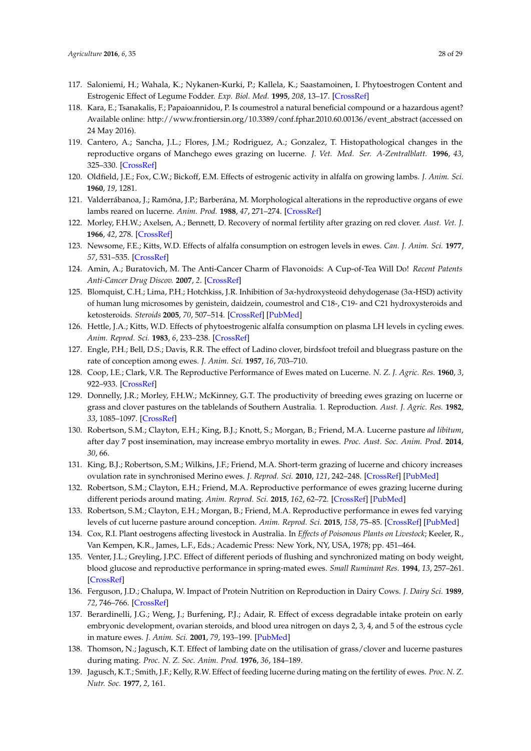117. Saloniemi, H.; Wahala, K.; Nykanen-Kurki, P.; Kallela, K.; Saastamoinen, I. Phytoestrogen Content and Estrogenic Effect of Legume Fodder. *Exp. Biol. Med.* **1995**, *208*, 13–17. [CrossRef]
118. Kara, E.; Tsanakalis, F.; Papaioannidou, P. Is coumestrol a natural beneficial compound or a hazardous agent? Available online: http://www.frontiersin.org/10.3389/conf.fphar.2010.60.00136/event_abstract (accessed on 24 May 2016).
119. Cantero, A.; Sancha, J.L.; Flores, J.M.; Rodriguez, A.; Gonzalez, T. Histopathological changes in the reproductive organs of Manchego ewes grazing on lucerne. *J. Vet. Med. Ser. A-Zentralblatt.* **1996**, *43*, 325–330. [CrossRef]
120. Oldfield, J.E.; Fox, C.W.; Bickoff, E.M. Effects of estrogenic activity in alfalfa on growing lambs. *J. Anim. Sci.* **1960**, *19*, 1281.
121. Valderrábanoa, J.; Ramóna, J.P.; Barberána, M. Morphological alterations in the reproductive organs of ewe lambs reared on lucerne. *Anim. Prod.* **1988**, *47*, 271–274. [CrossRef]
122. Morley, F.H.W.; Axelsen, A.; Bennett, D. Recovery of normal fertility after grazing on red clover. *Aust. Vet. J.* **1966**, *42*, 278. [CrossRef]
123. Newsome, F.E.; Kitts, W.D. Effects of alfalfa consumption on estrogen levels in ewes. *Can. J. Anim. Sci.* **1977**, *57*, 531–535. [CrossRef]
124. Amin, A.; Buratovich, M. The Anti-Cancer Charm of Flavonoids: A Cup-of-Tea Will Do! *Recent Patents Anti-Cancer Drug Discov.* **2007**, *2*. [CrossRef]
125. Blomquist, C.H.; Lima, P.H.; Hotchkiss, J.R. Inhibition of 3α-hydroxysteoid dehydogenase (3α-HSD) activity of human lung microsomes by genistein, daidzein, coumestrol and C18-, C19- and C21 hydroxysteroids and ketosteroids. *Steroids* **2005**, *70*, 507–514. [CrossRef] [PubMed]
126. Hettle, J.A.; Kitts, W.D. Effects of phytoestrogenic alfalfa consumption on plasma LH levels in cycling ewes. *Anim. Reprod. Sci.* **1983**, *6*, 233–238. [CrossRef]
127. Engle, P.H.; Bell, D.S.; Davis, R.R. The effect of Ladino clover, birdsfoot trefoil and bluegrass pasture on the rate of conception among ewes. *J. Anim. Sci.* **1957**, *16*, 703–710.
128. Coop, I.E.; Clark, V.R. The Reproductive Performance of Ewes mated on Lucerne. *N. Z. J. Agric. Res.* **1960**, *3*, 922–933. [CrossRef]
129. Donnelly, J.R.; Morley, F.H.W.; McKinney, G.T. The productivity of breeding ewes grazing on lucerne or grass and clover pastures on the tablelands of Southern Australia. 1. Reproduction. *Aust. J. Agric. Res.* **1982**, *33*, 1085–1097. [CrossRef]
130. Robertson, S.M.; Clayton, E.H.; King, B.J.; Knott, S.; Morgan, B.; Friend, M.A. Lucerne pasture *ad libitum*, after day 7 post insemination, may increase embryo mortality in ewes. *Proc. Aust. Soc. Anim. Prod.* **2014**, *30*, 66.
131. King, B.J.; Robertson, S.M.; Wilkins, J.F.; Friend, M.A. Short-term grazing of lucerne and chicory increases ovulation rate in synchronised Merino ewes. *J. Reprod. Sci.* **2010**, *121*, 242–248. [CrossRef] [PubMed]
132. Robertson, S.M.; Clayton, E.H.; Friend, M.A. Reproductive performance of ewes grazing lucerne during different periods around mating. *Anim. Reprod. Sci.* **2015**, *162*, 62–72. [CrossRef] [PubMed]
133. Robertson, S.M.; Clayton, E.H.; Morgan, B.; Friend, M.A. Reproductive performance in ewes fed varying levels of cut lucerne pasture around conception. *Anim. Reprod. Sci.* **2015**, *158*, 75–85. [CrossRef] [PubMed]
134. Cox, R.I. Plant oestrogens affecting livestock in Australia. In *Effects of Poisonous Plants on Livestock*; Keeler, R., Van Kempen, K.R., James, L.F., Eds.; Academic Press: New York, NY, USA, 1978; pp. 451–464.
135. Venter, J.L.; Greyling, J.P.C. Effect of different periods of flushing and synchronized mating on body weight, blood glucose and reproductive performance in spring-mated ewes. *Small Ruminant Res.* **1994**, *13*, 257–261. [CrossRef]
136. Ferguson, J.D.; Chalupa, W. Impact of Protein Nutrition on Reproduction in Dairy Cows. *J. Dairy Sci.* **1989**, *72*, 746–766. [CrossRef]
137. Berardinelli, J.G.; Weng, J.; Burfening, P.J.; Adair, R. Effect of excess degradable intake protein on early embryonic development, ovarian steroids, and blood urea nitrogen on days 2, 3, 4, and 5 of the estrous cycle in mature ewes. *J. Anim. Sci.* **2001**, *79*, 193–199. [PubMed]
138. Thomson, N.; Jagusch, K.T. Effect of lambing date on the utilisation of grass/clover and lucerne pastures during mating. *Proc. N. Z. Soc. Anim. Prod.* **1976**, *36*, 184–189.
139. Jagusch, K.T.; Smith, J.F.; Kelly, R.W. Effect of feeding lucerne during mating on the fertility of ewes. *Proc. N. Z. Nutr. Soc.* **1977**, *2*, 161.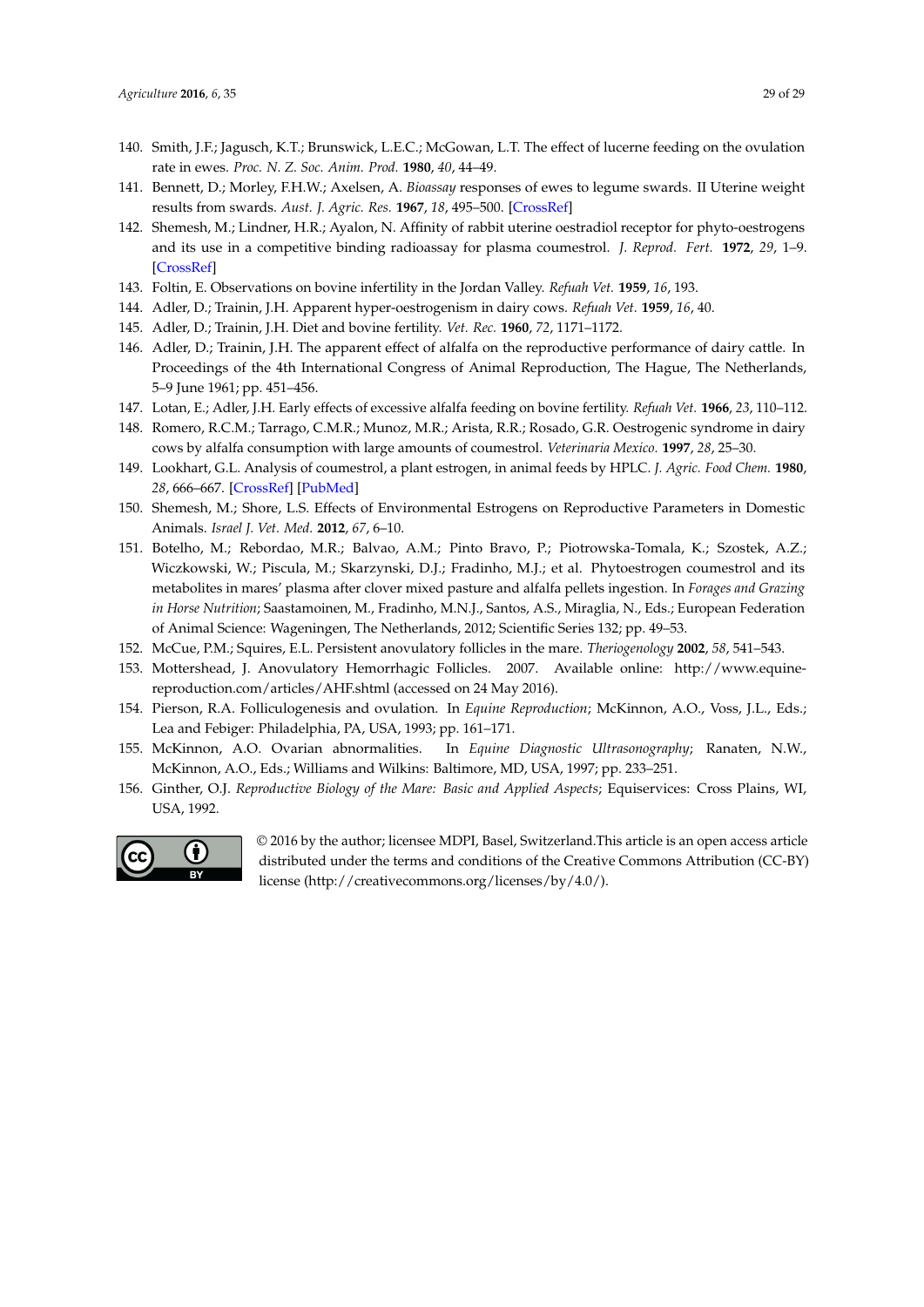140. Smith, J.F.; Jagusch, K.T.; Brunswick, L.E.C.; McGowan, L.T. The effect of lucerne feeding on the ovulation rate in ewes. *Proc. N. Z. Soc. Anim. Prod.* **1980**, *40*, 44–49.
141. Bennett, D.; Morley, F.H.W.; Axelsen, A. *Bioassay* responses of ewes to legume swards. II Uterine weight results from swards. *Aust. J. Agric. Res.* **1967**, *18*, 495–500. [CrossRef]
142. Shemesh, M.; Lindner, H.R.; Ayalon, N. Affinity of rabbit uterine oestradiol receptor for phyto-oestrogens and its use in a competitive binding radioassay for plasma coumestrol. *J. Reprod. Fert.* **1972**, *29*, 1–9. [CrossRef]
143. Foltin, E. Observations on bovine infertility in the Jordan Valley. *Refuah Vet.* **1959**, *16*, 193.
144. Adler, D.; Trainin, J.H. Apparent hyper-oestrogenism in dairy cows. *Refuah Vet.* **1959**, *16*, 40.
145. Adler, D.; Trainin, J.H. Diet and bovine fertility. *Vet. Rec.* **1960**, *72*, 1171–1172.
146. Adler, D.; Trainin, J.H. The apparent effect of alfalfa on the reproductive performance of dairy cattle. In Proceedings of the 4th International Congress of Animal Reproduction, The Hague, The Netherlands, 5–9 June 1961; pp. 451–456.
147. Lotan, E.; Adler, J.H. Early effects of excessive alfalfa feeding on bovine fertility. *Refuah Vet.* **1966**, *23*, 110–112.
148. Romero, R.C.M.; Tarrago, C.M.R.; Munoz, M.R.; Arista, R.R.; Rosado, G.R. Oestrogenic syndrome in dairy cows by alfalfa consumption with large amounts of coumestrol. *Veterinaria Mexico.* **1997**, *28*, 25–30.
149. Lookhart, G.L. Analysis of coumestrol, a plant estrogen, in animal feeds by HPLC. *J. Agric. Food Chem.* **1980**, *28*, 666–667. [CrossRef] [PubMed]
150. Shemesh, M.; Shore, L.S. Effects of Environmental Estrogens on Reproductive Parameters in Domestic Animals. *Israel J. Vet. Med.* **2012**, *67*, 6–10.
151. Botelho, M.; Rebordao, M.R.; Balvao, A.M.; Pinto Bravo, P.; Piotrowska-Tomala, K.; Szostek, A.Z.; Wiczkowski, W.; Piscula, M.; Skarzynski, D.J.; Fradinho, M.J.; et al. Phytoestrogen coumestrol and its metabolites in mares' plasma after clover mixed pasture and alfalfa pellets ingestion. In *Forages and Grazing in Horse Nutrition*; Saastamoinen, M., Fradinho, M.N.J., Santos, A.S., Miraglia, N., Eds.; European Federation of Animal Science: Wageningen, The Netherlands, 2012; Scientific Series 132; pp. 49–53.
152. McCue, P.M.; Squires, E.L. Persistent anovulatory follicles in the mare. *Theriogenology* **2002**, *58*, 541–543.
153. Mottershead, J. Anovulatory Hemorrhagic Follicles. 2007. Available online: http://www.equine-reproduction.com/articles/AHF.shtml (accessed on 24 May 2016).
154. Pierson, R.A. Folliculogenesis and ovulation. In *Equine Reproduction*; McKinnon, A.O., Voss, J.L., Eds.; Lea and Febiger: Philadelphia, PA, USA, 1993; pp. 161–171.
155. McKinnon, A.O. Ovarian abnormalities. In *Equine Diagnostic Ultrasonography*; Ranaten, N.W., McKinnon, A.O., Eds.; Williams and Wilkins: Baltimore, MD, USA, 1997; pp. 233–251.
156. Ginther, O.J. *Reproductive Biology of the Mare: Basic and Applied Aspects*; Equiservices: Cross Plains, WI, USA, 1992.

© 2016 by the author; licensee MDPI, Basel, Switzerland.This article is an open access article distributed under the terms and conditions of the Creative Commons Attribution (CC-BY) license (http://creativecommons.org/licenses/by/4.0/).